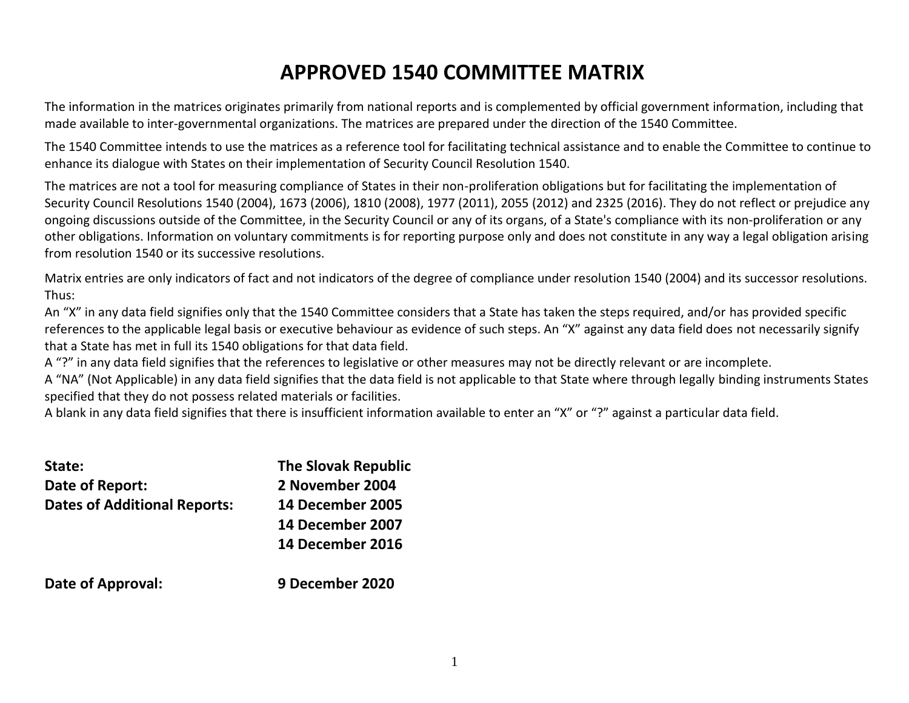# APPROVED 1540 COMMITTEE MATRIX

The information in the matrices originates primarily from national reports and is complemented by official government information, including that made available to inter-governmental organizations. The matrices are prepared under the direction of the 1540 Committee.

The 1540 Committee intends to use the matrices as a reference tool for facilitating technical assistance and to enable the Committee to continue to enhance its dialogue with States on their implementation of Security Council Resolution 1540.

The matrices are not a tool for measuring compliance of States in their non-proliferation obligations but for facilitating the implementation of Security Council Resolutions 1540 (2004), 1673 (2006), 1810 (2008), 1977 (2011), 2055 (2012) and 2325 (2016). They do not reflect or prejudice any ongoing discussions outside of the Committee, in the Security Council or any of its organs, of a State's compliance with its non-proliferation or any other obligations. Information on voluntary commitments is for reporting purpose only and does not constitute in any way a legal obligation arising from resolution 1540 or its successive resolutions.

Matrix entries are only indicators of fact and not indicators of the degree of compliance under resolution 1540 (2004) and its successor resolutions. Thus:
An "X" in any data field signifies only that the 1540 Committee considers that a State has taken the steps required, and/or has provided specific references to the applicable legal basis or executive behaviour as evidence of such steps. An "X" against any data field does not necessarily signify that a State has met in full its 1540 obligations for that data field.
A "?" in any data field signifies that the references to legislative or other measures may not be directly relevant or are incomplete.
A "NA" (Not Applicable) in any data field signifies that the data field is not applicable to that State where through legally binding instruments States specified that they do not possess related materials or facilities.
A blank in any data field signifies that there is insufficient information available to enter an "X" or "?" against a particular data field.

**State:** **The Slovak Republic**
**Date of Report:** **2 November 2004**
**Dates of Additional Reports:** **14 December 2005**
**14 December 2007**
**14 December 2016**

**Date of Approval:** **9 December 2020**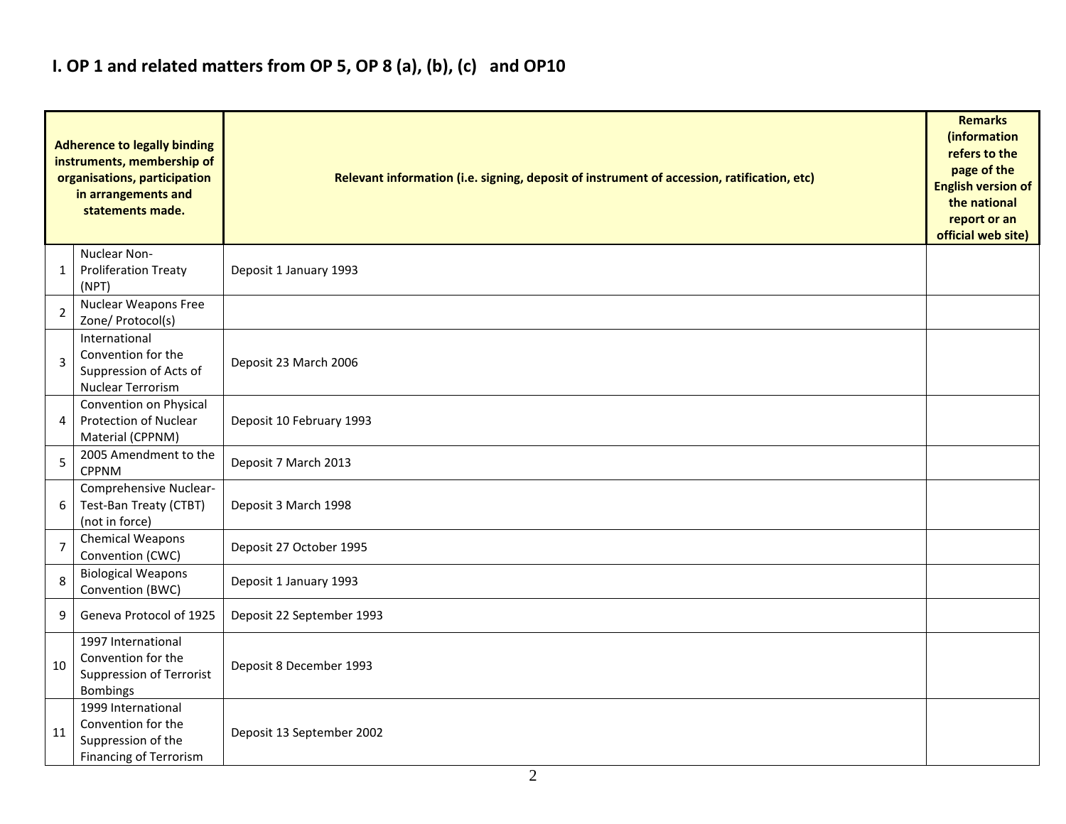## I. OP 1 and related matters from OP 5, OP 8 (a), (b), (c) and OP10

| | Adherence to legally binding instruments, membership of organisations, participation in arrangements and statements made. | Relevant information (i.e. signing, deposit of instrument of accession, ratification, etc) | Remarks (information refers to the page of the English version of the national report or an official web site) |
|---|---|---|---|
| 1 | Nuclear Non-Proliferation Treaty (NPT) | Deposit 1 January 1993 | |
| 2 | Nuclear Weapons Free Zone/ Protocol(s) | | |
| 3 | International Convention for the Suppression of Acts of Nuclear Terrorism | Deposit 23 March 2006 | |
| 4 | Convention on Physical Protection of Nuclear Material (CPPNM) | Deposit 10 February 1993 | |
| 5 | 2005 Amendment to the CPPNM | Deposit 7 March 2013 | |
| 6 | Comprehensive Nuclear-Test-Ban Treaty (CTBT) (not in force) | Deposit 3 March 1998 | |
| 7 | Chemical Weapons Convention (CWC) | Deposit 27 October 1995 | |
| 8 | Biological Weapons Convention (BWC) | Deposit 1 January 1993 | |
| 9 | Geneva Protocol of 1925 | Deposit 22 September 1993 | |
| 10 | 1997 International Convention for the Suppression of Terrorist Bombings | Deposit 8 December 1993 | |
| 11 | 1999 International Convention for the Suppression of the Financing of Terrorism | Deposit 13 September 2002 | |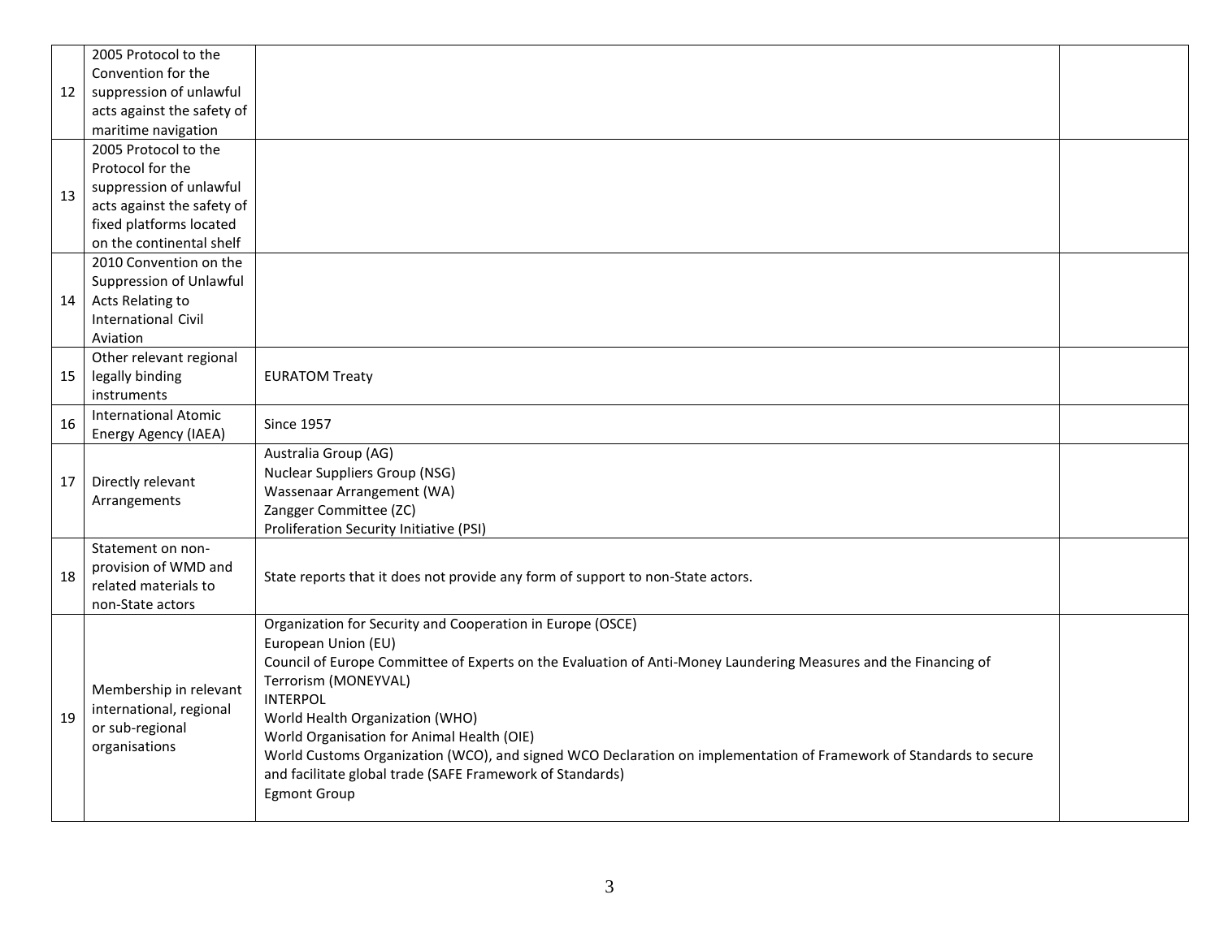| | | | |
|---|---|---|---|
| 12 | 2005 Protocol to the Convention for the suppression of unlawful acts against the safety of maritime navigation | | |
| 13 | 2005 Protocol to the Protocol for the suppression of unlawful acts against the safety of fixed platforms located on the continental shelf | | |
| 14 | 2010 Convention on the Suppression of Unlawful Acts Relating to International Civil Aviation | | |
| 15 | Other relevant regional legally binding instruments | EURATOM Treaty | |
| 16 | International Atomic Energy Agency (IAEA) | Since 1957 | |
| 17 | Directly relevant Arrangements | Australia Group (AG)<br>Nuclear Suppliers Group (NSG)<br>Wassenaar Arrangement (WA)<br>Zangger Committee (ZC)<br>Proliferation Security Initiative (PSI) | |
| 18 | Statement on non-provision of WMD and related materials to non-State actors | State reports that it does not provide any form of support to non-State actors. | |
| 19 | Membership in relevant international, regional or sub-regional organisations | Organization for Security and Cooperation in Europe (OSCE)<br>European Union (EU)<br>Council of Europe Committee of Experts on the Evaluation of Anti-Money Laundering Measures and the Financing of Terrorism (MONEYVAL)<br>INTERPOL<br>World Health Organization (WHO)<br>World Organisation for Animal Health (OIE)<br>World Customs Organization (WCO), and signed WCO Declaration on implementation of Framework of Standards to secure and facilitate global trade (SAFE Framework of Standards)<br>Egmont Group | |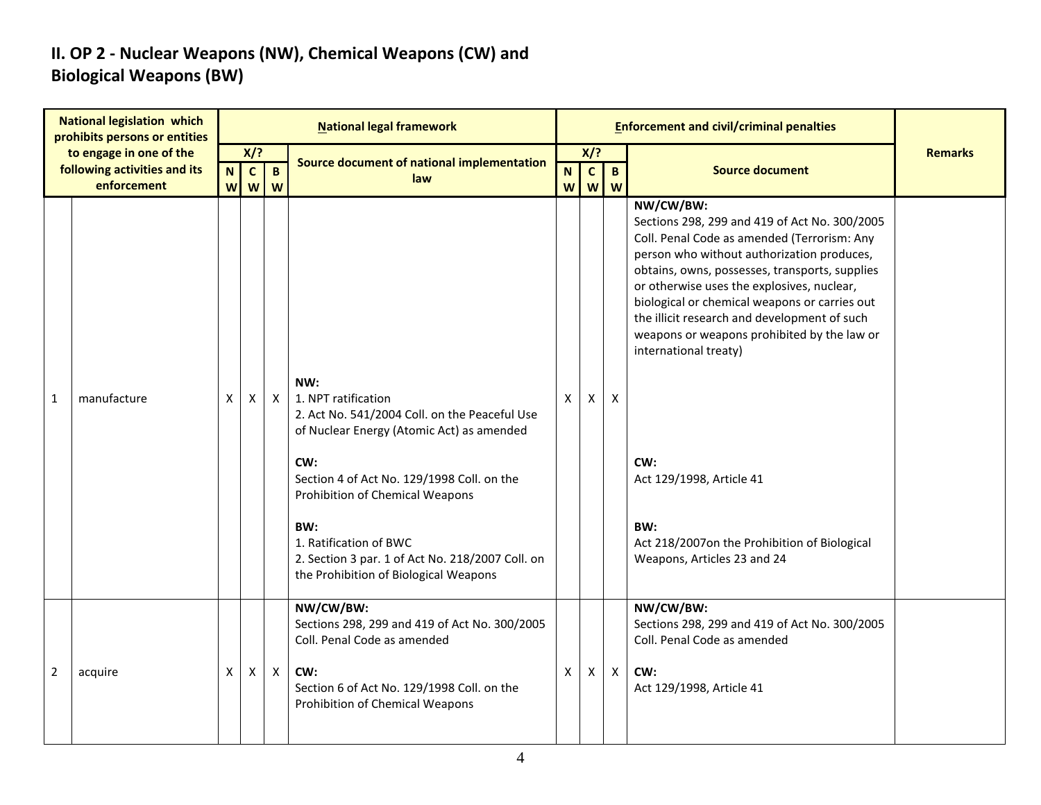## II. OP 2 - Nuclear Weapons (NW), Chemical Weapons (CW) and Biological Weapons (BW)

| National legislation which prohibits persons or entities to engage in one of the following activities and its enforcement | | National legal framework | | | | Enforcement and civil/criminal penalties | | | | Remarks |
|---|---|---|---|---|---|---|---|---|---|---|
| | | X/? | | | Source document of national implementation law | X/? | | | Source document | |
| | | NW | CW | BW | | NW | CW | BW | | |
| 1 | manufacture | X | X | X | **NW:**<br>1. NPT ratification<br>2. Act No. 541/2004 Coll. on the Peaceful Use of Nuclear Energy (Atomic Act) as amended<br><br>**CW:**<br>Section 4 of Act No. 129/1998 Coll. on the Prohibition of Chemical Weapons<br><br>**BW:**<br>1. Ratification of BWC<br>2. Section 3 par. 1 of Act No. 218/2007 Coll. on the Prohibition of Biological Weapons | X | X | X | **NW/CW/BW:**<br>Sections 298, 299 and 419 of Act No. 300/2005 Coll. Penal Code as amended (Terrorism: Any person who without authorization produces, obtains, owns, possesses, transports, supplies or otherwise uses the explosives, nuclear, biological or chemical weapons or carries out the illicit research and development of such weapons or weapons prohibited by the law or international treaty)<br><br>**CW:**<br>Act 129/1998, Article 41<br><br>**BW:**<br>Act 218/2007on the Prohibition of Biological Weapons, Articles 23 and 24 | |
| 2 | acquire | X | X | X | **NW/CW/BW:**<br>Sections 298, 299 and 419 of Act No. 300/2005 Coll. Penal Code as amended<br><br>**CW:**<br>Section 6 of Act No. 129/1998 Coll. on the Prohibition of Chemical Weapons | X | X | X | **NW/CW/BW:**<br>Sections 298, 299 and 419 of Act No. 300/2005 Coll. Penal Code as amended<br><br>**CW:**<br>Act 129/1998, Article 41 | |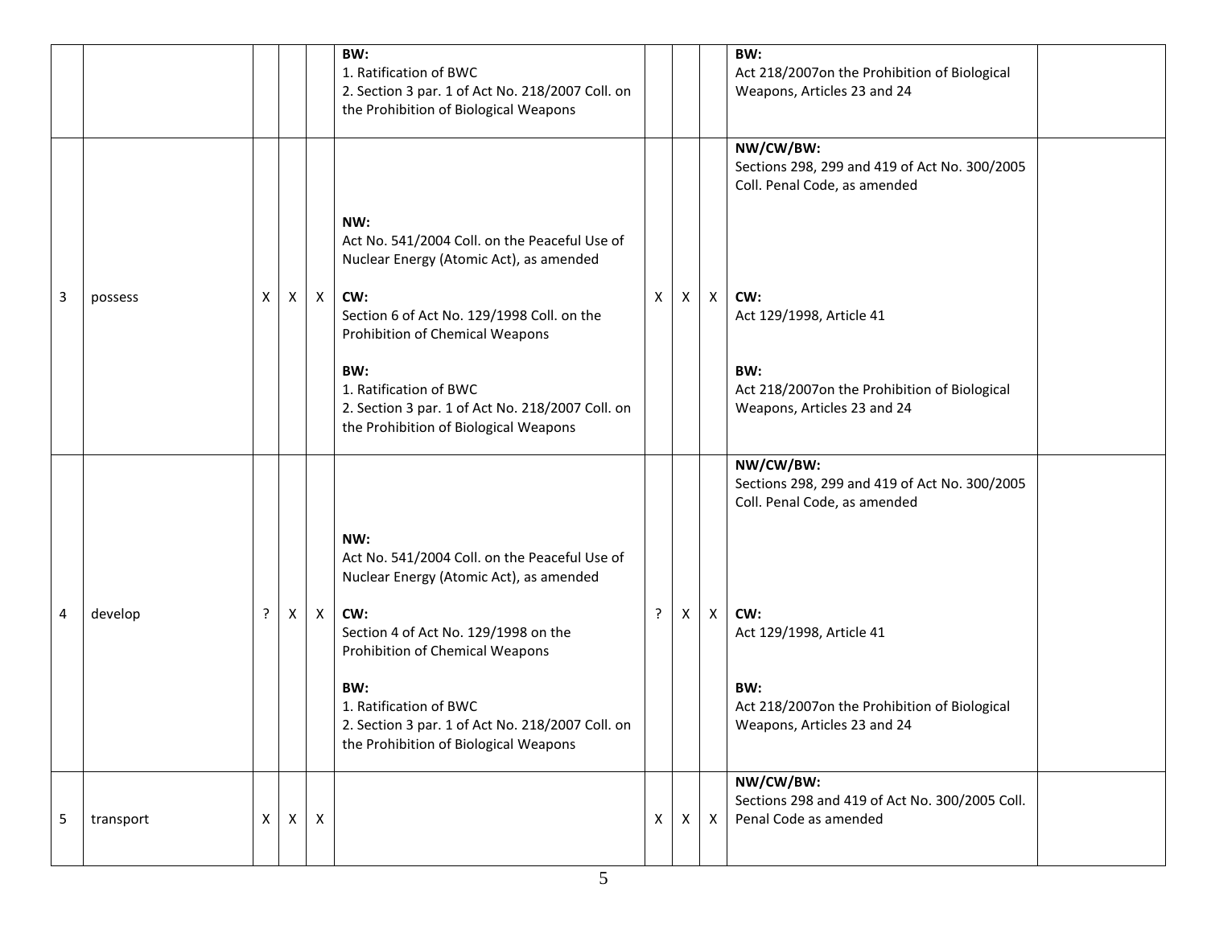| | | | | | | | | | | |
|---|---|---|---|---|---|---|---|---|---|---|
| | | | | | **BW:**<br>1. Ratification of BWC<br>2. Section 3 par. 1 of Act No. 218/2007 Coll. on the Prohibition of Biological Weapons | | | | **BW:**<br>Act 218/2007on the Prohibition of Biological Weapons, Articles 23 and 24 | |
| 3 | possess | X | X | X | **NW:**<br>Act No. 541/2004 Coll. on the Peaceful Use of Nuclear Energy (Atomic Act), as amended<br>**CW:**<br>Section 6 of Act No. 129/1998 Coll. on the Prohibition of Chemical Weapons<br>**BW:**<br>1. Ratification of BWC<br>2. Section 3 par. 1 of Act No. 218/2007 Coll. on the Prohibition of Biological Weapons | X | X | X | **NW/CW/BW:**<br>Sections 298, 299 and 419 of Act No. 300/2005 Coll. Penal Code, as amended<br>**CW:**<br>Act 129/1998, Article 41<br>**BW:**<br>Act 218/2007on the Prohibition of Biological Weapons, Articles 23 and 24 | |
| 4 | develop | ? | X | X | **NW:**<br>Act No. 541/2004 Coll. on the Peaceful Use of Nuclear Energy (Atomic Act), as amended<br>**CW:**<br>Section 4 of Act No. 129/1998 on the Prohibition of Chemical Weapons<br>**BW:**<br>1. Ratification of BWC<br>2. Section 3 par. 1 of Act No. 218/2007 Coll. on the Prohibition of Biological Weapons | ? | X | X | **NW/CW/BW:**<br>Sections 298, 299 and 419 of Act No. 300/2005 Coll. Penal Code, as amended<br>**CW:**<br>Act 129/1998, Article 41<br>**BW:**<br>Act 218/2007on the Prohibition of Biological Weapons, Articles 23 and 24 | |
| 5 | transport | X | X | X | | X | X | X | **NW/CW/BW:**<br>Sections 298 and 419 of Act No. 300/2005 Coll. Penal Code as amended | |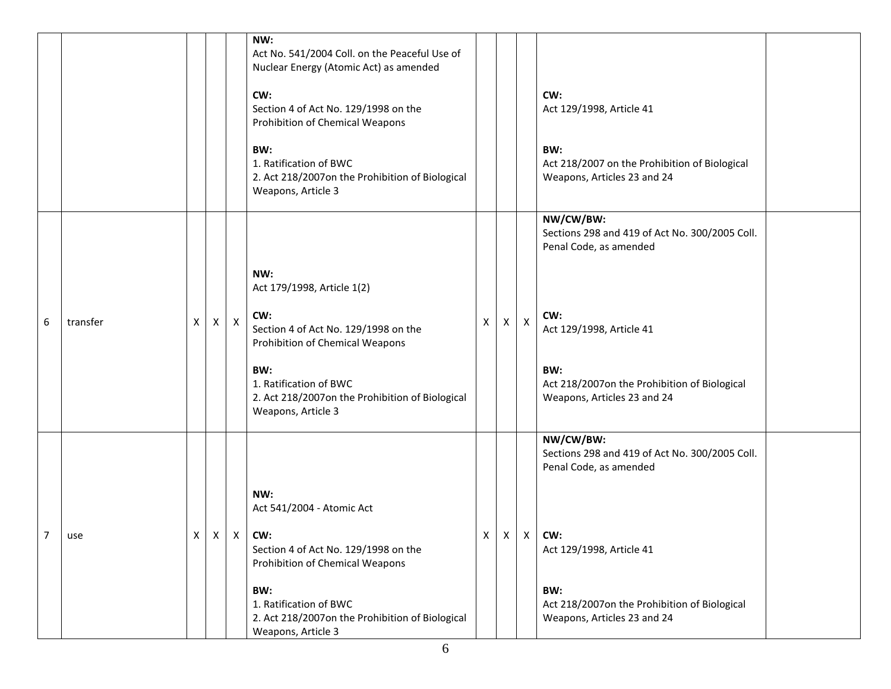| | | | | | | | | | | |
|---|---|---|---|---|---|---|---|---|---|---|
| | | | | | **NW:**<br>Act No. 541/2004 Coll. on the Peaceful Use of Nuclear Energy (Atomic Act) as amended<br><br>**CW:**<br>Section 4 of Act No. 129/1998 on the Prohibition of Chemical Weapons<br><br>**BW:**<br>1. Ratification of BWC<br>2. Act 218/2007on the Prohibition of Biological Weapons, Article 3 | | | | **CW:**<br>Act 129/1998, Article 41<br><br>**BW:**<br>Act 218/2007 on the Prohibition of Biological Weapons, Articles 23 and 24 | |
| 6 | transfer | X | X | X | **NW:**<br>Act 179/1998, Article 1(2)<br><br>**CW:**<br>Section 4 of Act No. 129/1998 on the Prohibition of Chemical Weapons<br><br>**BW:**<br>1. Ratification of BWC<br>2. Act 218/2007on the Prohibition of Biological Weapons, Article 3 | X | X | X | **NW/CW/BW:**<br>Sections 298 and 419 of Act No. 300/2005 Coll. Penal Code, as amended<br><br>**CW:**<br>Act 129/1998, Article 41<br><br>**BW:**<br>Act 218/2007on the Prohibition of Biological Weapons, Articles 23 and 24 | |
| 7 | use | X | X | X | **NW:**<br>Act 541/2004 - Atomic Act<br><br>**CW:**<br>Section 4 of Act No. 129/1998 on the Prohibition of Chemical Weapons<br><br>**BW:**<br>1. Ratification of BWC<br>2. Act 218/2007on the Prohibition of Biological Weapons, Article 3 | X | X | X | **NW/CW/BW:**<br>Sections 298 and 419 of Act No. 300/2005 Coll. Penal Code, as amended<br><br>**CW:**<br>Act 129/1998, Article 41<br><br>**BW:**<br>Act 218/2007on the Prohibition of Biological Weapons, Articles 23 and 24 | |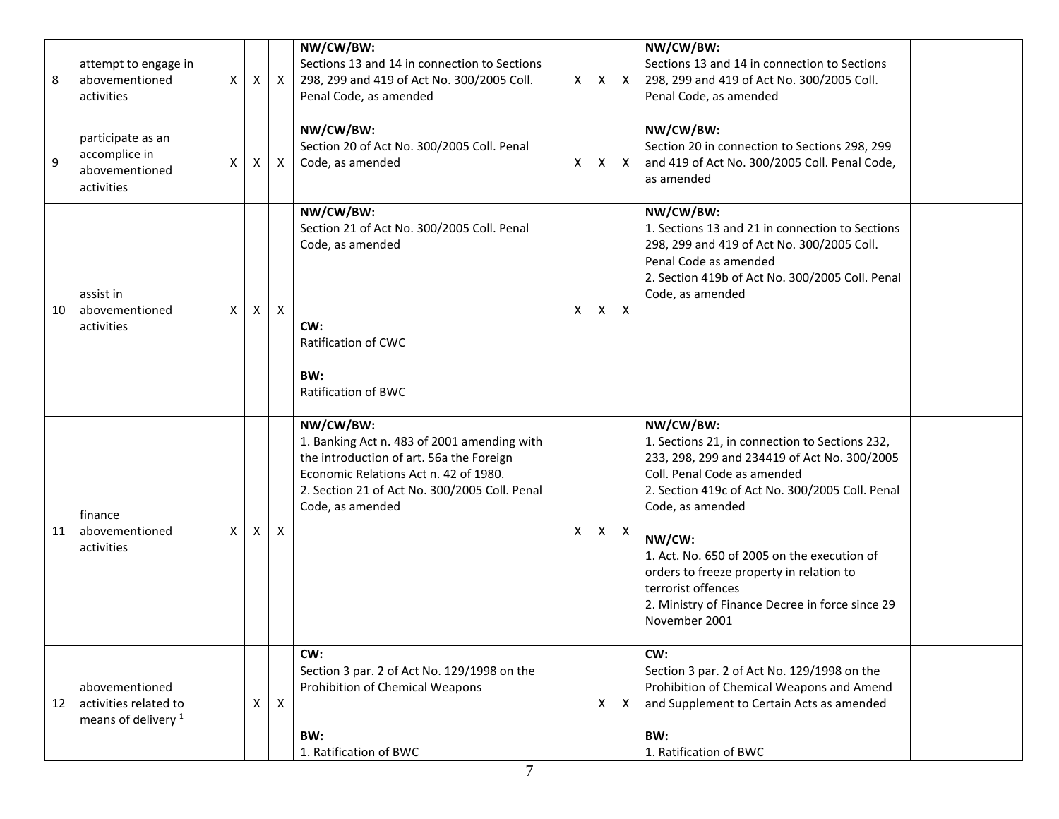| 8 | attempt to engage in abovementioned activities | X | X | X | **NW/CW/BW:**<br>Sections 13 and 14 in connection to Sections 298, 299 and 419 of Act No. 300/2005 Coll. Penal Code, as amended | X | X | X | **NW/CW/BW:**<br>Sections 13 and 14 in connection to Sections 298, 299 and 419 of Act No. 300/2005 Coll. Penal Code, as amended | |
|---|---|---|---|---|---|---|---|---|---|---|
| 9 | participate as an accomplice in abovementioned activities | X | X | X | **NW/CW/BW:**<br>Section 20 of Act No. 300/2005 Coll. Penal Code, as amended | X | X | X | **NW/CW/BW:**<br>Section 20 in connection to Sections 298, 299 and 419 of Act No. 300/2005 Coll. Penal Code, as amended | |
| 10 | assist in abovementioned activities | X | X | X | **NW/CW/BW:**<br>Section 21 of Act No. 300/2005 Coll. Penal Code, as amended<br><br>**CW:**<br>Ratification of CWC<br><br>**BW:**<br>Ratification of BWC | X | X | X | **NW/CW/BW:**<br>1. Sections 13 and 21 in connection to Sections 298, 299 and 419 of Act No. 300/2005 Coll. Penal Code as amended<br>2. Section 419b of Act No. 300/2005 Coll. Penal Code, as amended | |
| 11 | finance abovementioned activities | X | X | X | **NW/CW/BW:**<br>1. Banking Act n. 483 of 2001 amending with the introduction of art. 56a the Foreign Economic Relations Act n. 42 of 1980.<br>2. Section 21 of Act No. 300/2005 Coll. Penal Code, as amended | X | X | X | **NW/CW/BW:**<br>1. Sections 21, in connection to Sections 232, 233, 298, 299 and 234419 of Act No. 300/2005 Coll. Penal Code as amended<br>2. Section 419c of Act No. 300/2005 Coll. Penal Code, as amended<br><br>**NW/CW:**<br>1. Act. No. 650 of 2005 on the execution of orders to freeze property in relation to terrorist offences<br>2. Ministry of Finance Decree in force since 29 November 2001 | |
| 12 | abovementioned activities related to means of delivery [1] | | X | X | **CW:**<br>Section 3 par. 2 of Act No. 129/1998 on the Prohibition of Chemical Weapons<br><br>**BW:**<br>1. Ratification of BWC | | X | X | **CW:**<br>Section 3 par. 2 of Act No. 129/1998 on the Prohibition of Chemical Weapons and Amend and Supplement to Certain Acts as amended<br><br>**BW:**<br>1. Ratification of BWC | |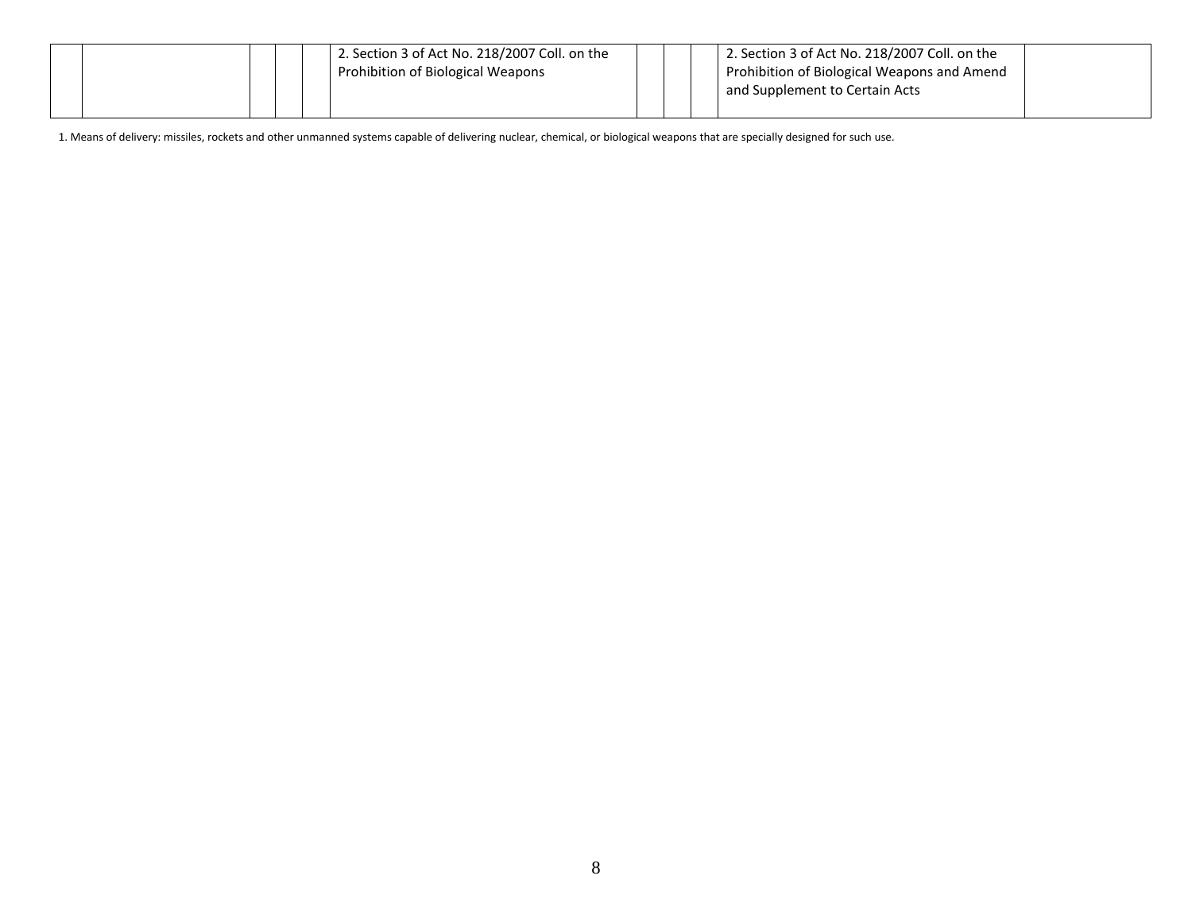| | | | | | | | | | | |
|---|---|---|---|---|---|---|---|---|---|---|
| | | | | | 2. Section 3 of Act No. 218/2007 Coll. on the Prohibition of Biological Weapons | | | | 2. Section 3 of Act No. 218/2007 Coll. on the Prohibition of Biological Weapons and Amend and Supplement to Certain Acts | |

1. Means of delivery: missiles, rockets and other unmanned systems capable of delivering nuclear, chemical, or biological weapons that are specially designed for such use.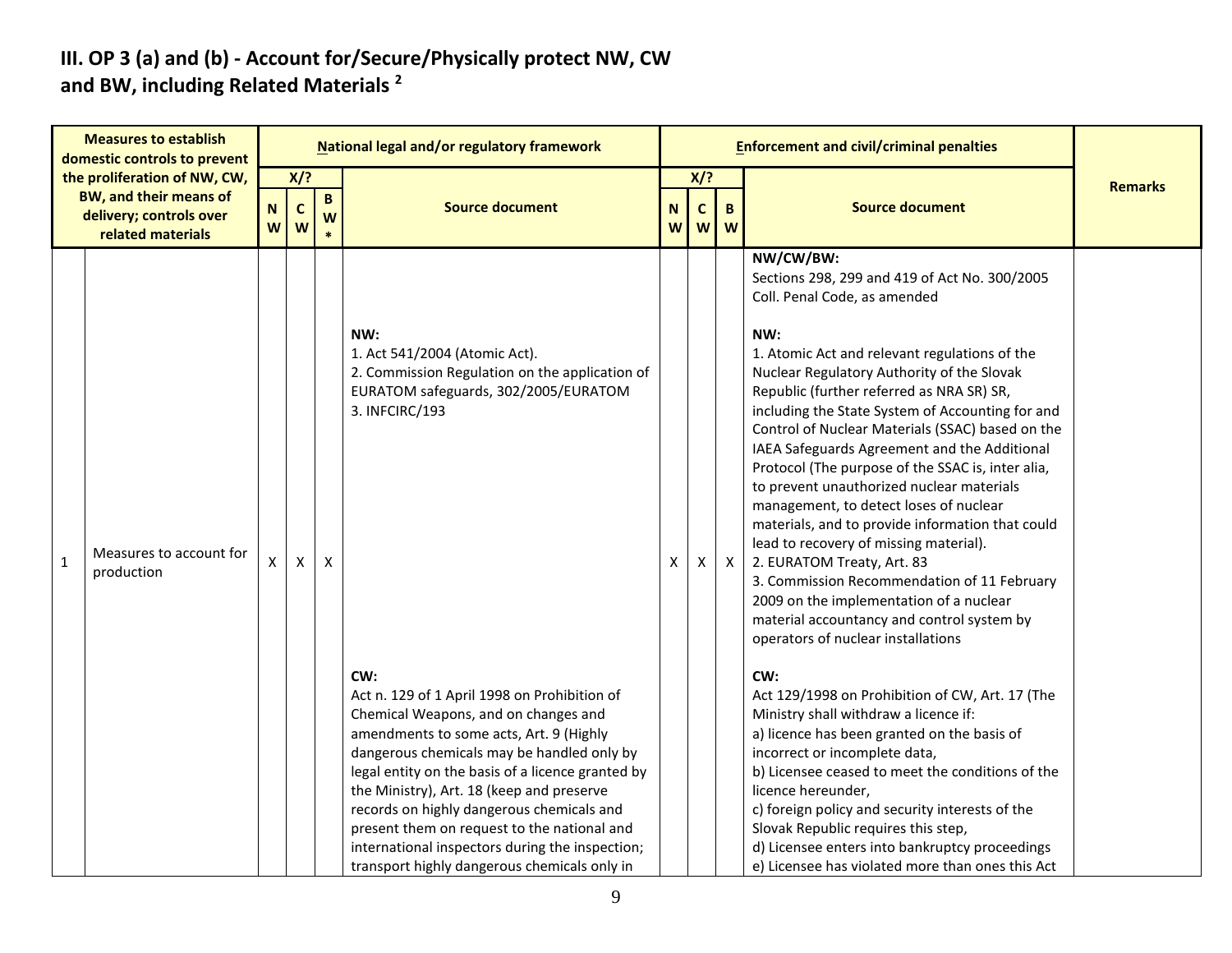## III. OP 3 (a) and (b) - Account for/Secure/Physically protect NW, CW and BW, including Related Materials [2]

| Measures to establish domestic controls to prevent the proliferation of NW, CW, BW, and their means of delivery; controls over related materials | | National legal and/or regulatory framework | | | | Enforcement and civil/criminal penalties | | | | Remarks |
|---|---|---|---|---|---|---|---|---|---|---|
| | | X/? | | | Source document | X/? | | | Source document | |
| | | NW | CW | BW* | | NW | CW | BW | | |
| 1 | Measures to account for production | X | X | X | **NW:**<br>1. Act 541/2004 (Atomic Act).<br>2. Commission Regulation on the application of EURATOM safeguards, 302/2005/EURATOM<br>3. INFCIRC/193<br><br>**CW:**<br>Act n. 129 of 1 April 1998 on Prohibition of Chemical Weapons, and on changes and amendments to some acts, Art. 9 (Highly dangerous chemicals may be handled only by legal entity on the basis of a licence granted by the Ministry), Art. 18 (keep and preserve records on highly dangerous chemicals and present them on request to the national and international inspectors during the inspection; transport highly dangerous chemicals only in | X | X | X | **NW/CW/BW:**<br>Sections 298, 299 and 419 of Act No. 300/2005 Coll. Penal Code, as amended<br><br>**NW:**<br>1. Atomic Act and relevant regulations of the Nuclear Regulatory Authority of the Slovak Republic (further referred as NRA SR) SR, including the State System of Accounting for and Control of Nuclear Materials (SSAC) based on the IAEA Safeguards Agreement and the Additional Protocol (The purpose of the SSAC is, inter alia, to prevent unauthorized nuclear materials management, to detect loses of nuclear materials, and to provide information that could lead to recovery of missing material).<br>2. EURATOM Treaty, Art. 83<br>3. Commission Recommendation of 11 February 2009 on the implementation of a nuclear material accountancy and control system by operators of nuclear installations<br><br>**CW:**<br>Act 129/1998 on Prohibition of CW, Art. 17 (The Ministry shall withdraw a licence if:<br>a) licence has been granted on the basis of incorrect or incomplete data,<br>b) Licensee ceased to meet the conditions of the licence hereunder,<br>c) foreign policy and security interests of the Slovak Republic requires this step,<br>d) Licensee enters into bankruptcy proceedings<br>e) Licensee has violated more than ones this Act | |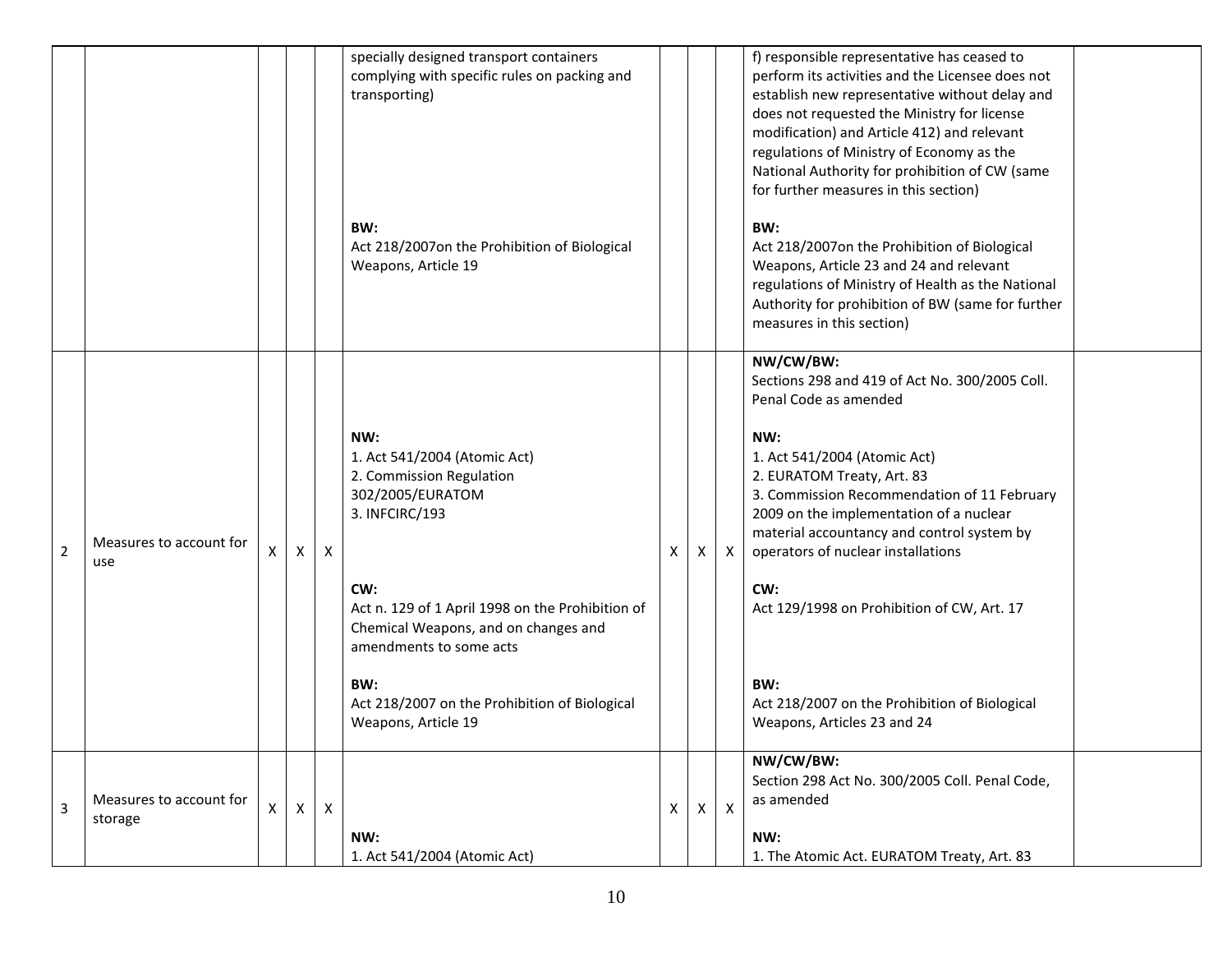| | | | | | | | | | | |
|---|---|---|---|---|---|---|---|---|---|---|
| | | | | | specially designed transport containers complying with specific rules on packing and transporting)<br><br>**BW:**<br>Act 218/2007on the Prohibition of Biological Weapons, Article 19 | | | | f) responsible representative has ceased to perform its activities and the Licensee does not establish new representative without delay and does not requested the Ministry for license modification) and Article 412) and relevant regulations of Ministry of Economy as the National Authority for prohibition of CW (same for further measures in this section)<br><br>**BW:**<br>Act 218/2007on the Prohibition of Biological Weapons, Article 23 and 24 and relevant regulations of Ministry of Health as the National Authority for prohibition of BW (same for further measures in this section) | |
| 2 | Measures to account for use | X | X | X | **NW:**<br>1. Act 541/2004 (Atomic Act)<br>2. Commission Regulation 302/2005/EURATOM<br>3. INFCIRC/193<br><br>**CW:**<br>Act n. 129 of 1 April 1998 on the Prohibition of Chemical Weapons, and on changes and amendments to some acts<br><br>**BW:**<br>Act 218/2007 on the Prohibition of Biological Weapons, Article 19 | X | X | X | **NW/CW/BW:**<br>Sections 298 and 419 of Act No. 300/2005 Coll. Penal Code as amended<br><br>**NW:**<br>1. Act 541/2004 (Atomic Act)<br>2. EURATOM Treaty, Art. 83<br>3. Commission Recommendation of 11 February 2009 on the implementation of a nuclear material accountancy and control system by operators of nuclear installations<br><br>**CW:**<br>Act 129/1998 on Prohibition of CW, Art. 17<br><br>**BW:**<br>Act 218/2007 on the Prohibition of Biological Weapons, Articles 23 and 24 | |
| 3 | Measures to account for storage | X | X | X | **NW:**<br>1. Act 541/2004 (Atomic Act) | X | X | X | **NW/CW/BW:**<br>Section 298 Act No. 300/2005 Coll. Penal Code, as amended<br><br>**NW:**<br>1. The Atomic Act. EURATOM Treaty, Art. 83 | |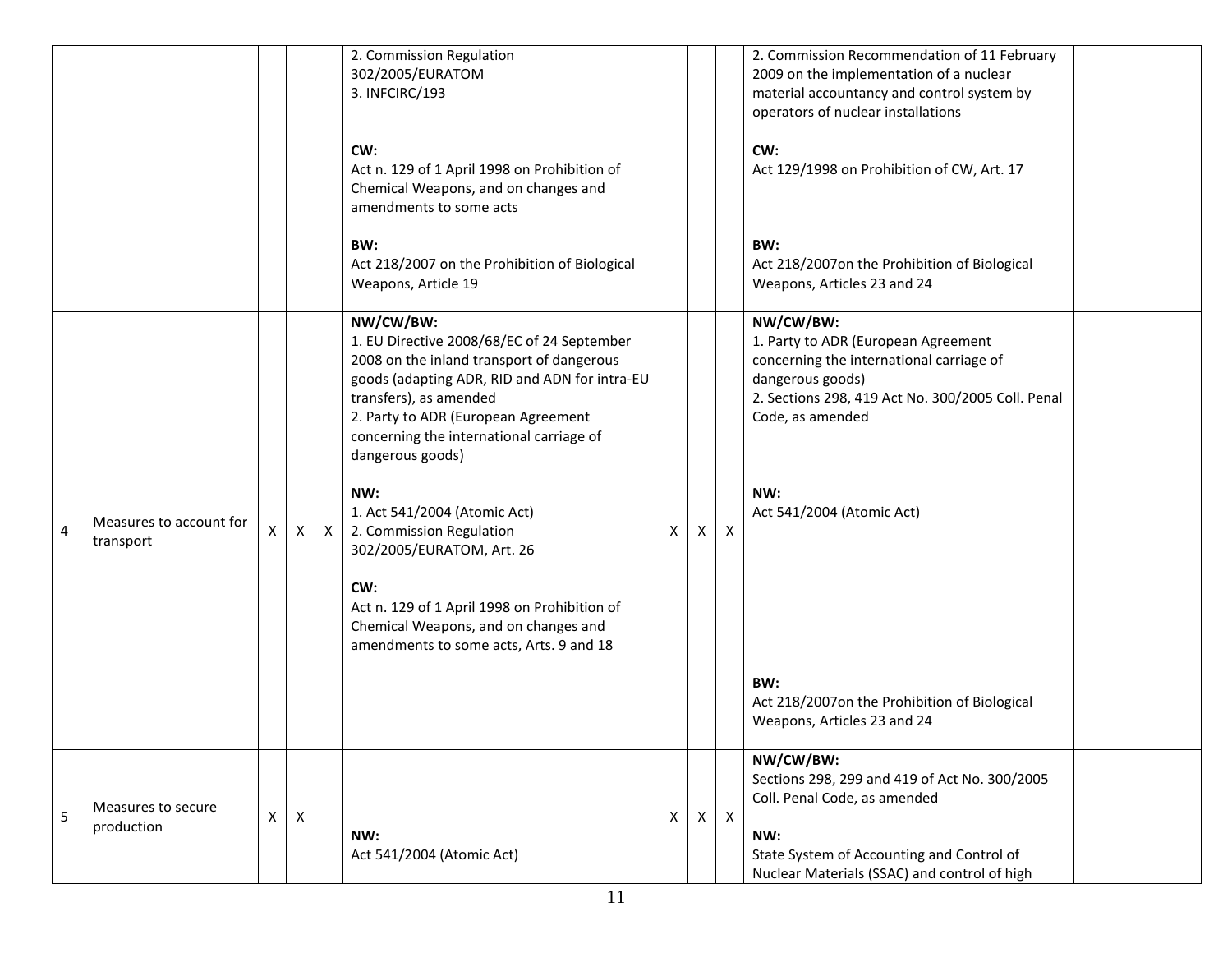| | | | | | | | | | | |
|---|---|---|---|---|---|---|---|---|---|---|
| | | | | | 2. Commission Regulation 302/2005/EURATOM<br>3. INFCIRC/193<br><br>**CW:**<br>Act n. 129 of 1 April 1998 on Prohibition of Chemical Weapons, and on changes and amendments to some acts<br><br>**BW:**<br>Act 218/2007 on the Prohibition of Biological Weapons, Article 19 | | | | 2. Commission Recommendation of 11 February 2009 on the implementation of a nuclear material accountancy and control system by operators of nuclear installations<br><br>**CW:**<br>Act 129/1998 on Prohibition of CW, Art. 17<br><br>**BW:**<br>Act 218/2007on the Prohibition of Biological Weapons, Articles 23 and 24 | |
| 4 | Measures to account for transport | X | X | X | **NW/CW/BW:**<br>1. EU Directive 2008/68/EC of 24 September 2008 on the inland transport of dangerous goods (adapting ADR, RID and ADN for intra-EU transfers), as amended<br>2. Party to ADR (European Agreement concerning the international carriage of dangerous goods)<br><br>**NW:**<br>1. Act 541/2004 (Atomic Act)<br>2. Commission Regulation 302/2005/EURATOM, Art. 26<br><br>**CW:**<br>Act n. 129 of 1 April 1998 on Prohibition of Chemical Weapons, and on changes and amendments to some acts, Arts. 9 and 18 | X | X | X | **NW/CW/BW:**<br>1. Party to ADR (European Agreement concerning the international carriage of dangerous goods)<br>2. Sections 298, 419 Act No. 300/2005 Coll. Penal Code, as amended<br><br>**NW:**<br>Act 541/2004 (Atomic Act)<br><br>**BW:**<br>Act 218/2007on the Prohibition of Biological Weapons, Articles 23 and 24 | |
| 5 | Measures to secure production | X | X | | **NW:**<br>Act 541/2004 (Atomic Act) | X | X | X | **NW/CW/BW:**<br>Sections 298, 299 and 419 of Act No. 300/2005 Coll. Penal Code, as amended<br><br>**NW:**<br>State System of Accounting and Control of Nuclear Materials (SSAC) and control of high | |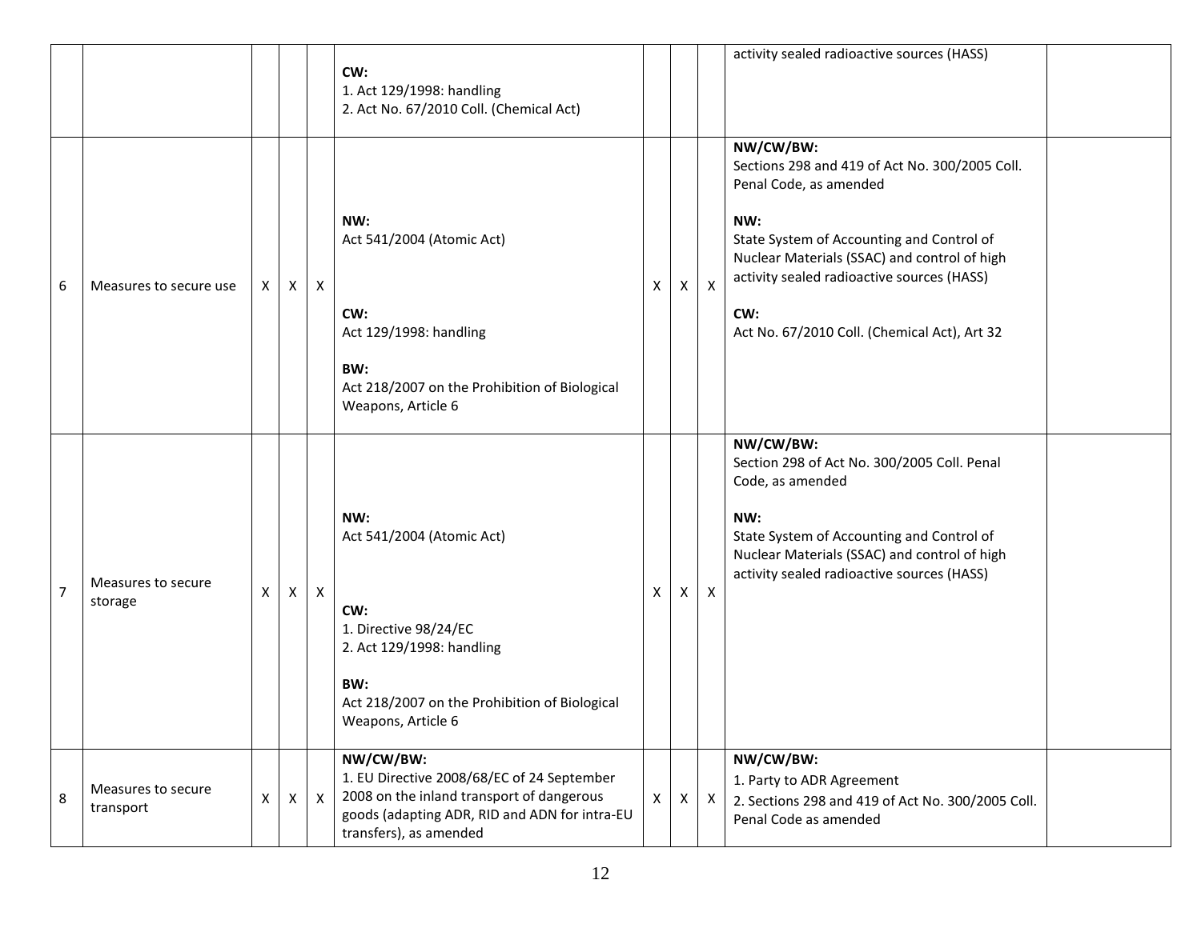| | | | | | | | | | | |
|---|---|---|---|---|---|---|---|---|---|---|
| | | | | | **CW:**<br>1. Act 129/1998: handling<br>2. Act No. 67/2010 Coll. (Chemical Act) | | | | activity sealed radioactive sources (HASS) | |
| 6 | Measures to secure use | X | X | X | **NW:**<br>Act 541/2004 (Atomic Act)<br><br>**CW:**<br>Act 129/1998: handling<br><br>**BW:**<br>Act 218/2007 on the Prohibition of Biological Weapons, Article 6 | X | X | X | **NW/CW/BW:**<br>Sections 298 and 419 of Act No. 300/2005 Coll. Penal Code, as amended<br><br>**NW:**<br>State System of Accounting and Control of Nuclear Materials (SSAC) and control of high activity sealed radioactive sources (HASS)<br><br>**CW:**<br>Act No. 67/2010 Coll. (Chemical Act), Art 32 | |
| 7 | Measures to secure storage | X | X | X | **NW:**<br>Act 541/2004 (Atomic Act)<br><br>**CW:**<br>1. Directive 98/24/EC<br>2. Act 129/1998: handling<br><br>**BW:**<br>Act 218/2007 on the Prohibition of Biological Weapons, Article 6 | X | X | X | **NW/CW/BW:**<br>Section 298 of Act No. 300/2005 Coll. Penal Code, as amended<br><br>**NW:**<br>State System of Accounting and Control of Nuclear Materials (SSAC) and control of high activity sealed radioactive sources (HASS) | |
| 8 | Measures to secure transport | X | X | X | **NW/CW/BW:**<br>1. EU Directive 2008/68/EC of 24 September 2008 on the inland transport of dangerous goods (adapting ADR, RID and ADN for intra-EU transfers), as amended | X | X | X | **NW/CW/BW:**<br>1. Party to ADR Agreement<br>2. Sections 298 and 419 of Act No. 300/2005 Coll. Penal Code as amended | |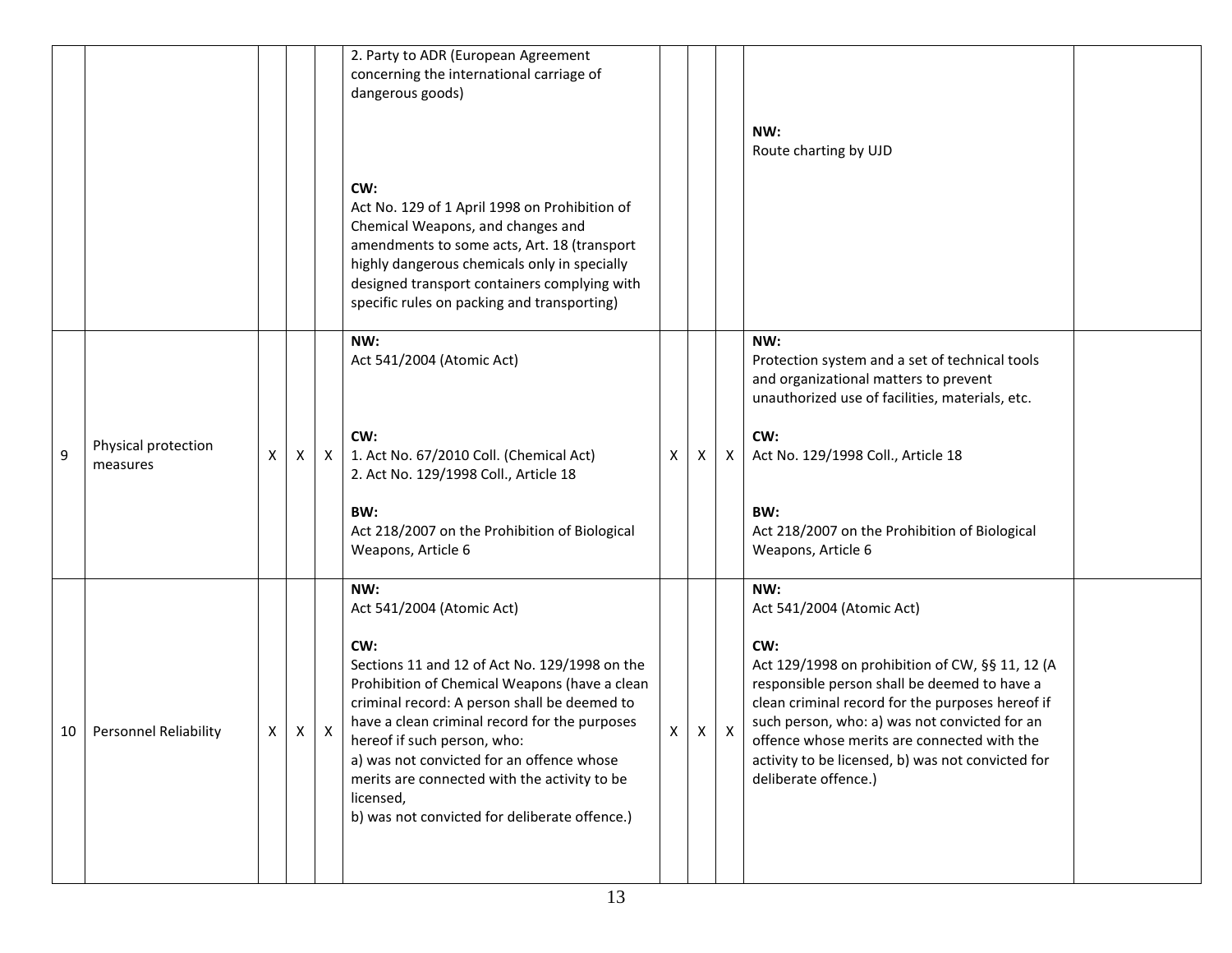| | | | | | | | | | | |
|---|---|---|---|---|---|---|---|---|---|---|
| | | | | | 2. Party to ADR (European Agreement concerning the international carriage of dangerous goods)<br><br>**CW:**<br>Act No. 129 of 1 April 1998 on Prohibition of Chemical Weapons, and changes and amendments to some acts, Art. 18 (transport highly dangerous chemicals only in specially designed transport containers complying with specific rules on packing and transporting) | | | | **NW:**<br>Route charting by UJD | |
| 9 | Physical protection measures | X | X | X | **NW:**<br>Act 541/2004 (Atomic Act)<br><br>**CW:**<br>1. Act No. 67/2010 Coll. (Chemical Act)<br>2. Act No. 129/1998 Coll., Article 18<br><br>**BW:**<br>Act 218/2007 on the Prohibition of Biological Weapons, Article 6 | X | X | X | **NW:**<br>Protection system and a set of technical tools and organizational matters to prevent unauthorized use of facilities, materials, etc.<br><br>**CW:**<br>Act No. 129/1998 Coll., Article 18<br><br>**BW:**<br>Act 218/2007 on the Prohibition of Biological Weapons, Article 6 | |
| 10 | Personnel Reliability | X | X | X | **NW:**<br>Act 541/2004 (Atomic Act)<br><br>**CW:**<br>Sections 11 and 12 of Act No. 129/1998 on the Prohibition of Chemical Weapons (have a clean criminal record: A person shall be deemed to have a clean criminal record for the purposes hereof if such person, who:<br>a) was not convicted for an offence whose merits are connected with the activity to be licensed,<br>b) was not convicted for deliberate offence.) | X | X | X | **NW:**<br>Act 541/2004 (Atomic Act)<br><br>**CW:**<br>Act 129/1998 on prohibition of CW, §§ 11, 12 (A responsible person shall be deemed to have a clean criminal record for the purposes hereof if such person, who: a) was not convicted for an offence whose merits are connected with the activity to be licensed, b) was not convicted for deliberate offence.) | |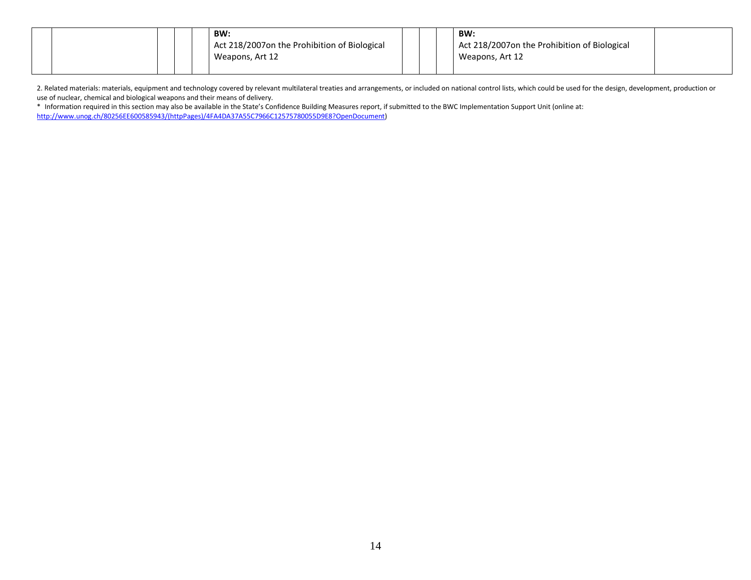|  |  |  |  |  |  |  |  |  |  |
|---|---|---|---|---|---|---|---|---|---|
|  |  |  |  | **BW:** Act 218/2007on the Prohibition of Biological Weapons, Art 12 |  |  |  | **BW:** Act 218/2007on the Prohibition of Biological Weapons, Art 12 |  |

2. Related materials: materials, equipment and technology covered by relevant multilateral treaties and arrangements, or included on national control lists, which could be used for the design, development, production or use of nuclear, chemical and biological weapons and their means of delivery.

* Information required in this section may also be available in the State's Confidence Building Measures report, if submitted to the BWC Implementation Support Unit (online at: http://www.unog.ch/80256EE600585943/(httpPages)/4FA4DA37A55C7966C12575780055D9E8?OpenDocument)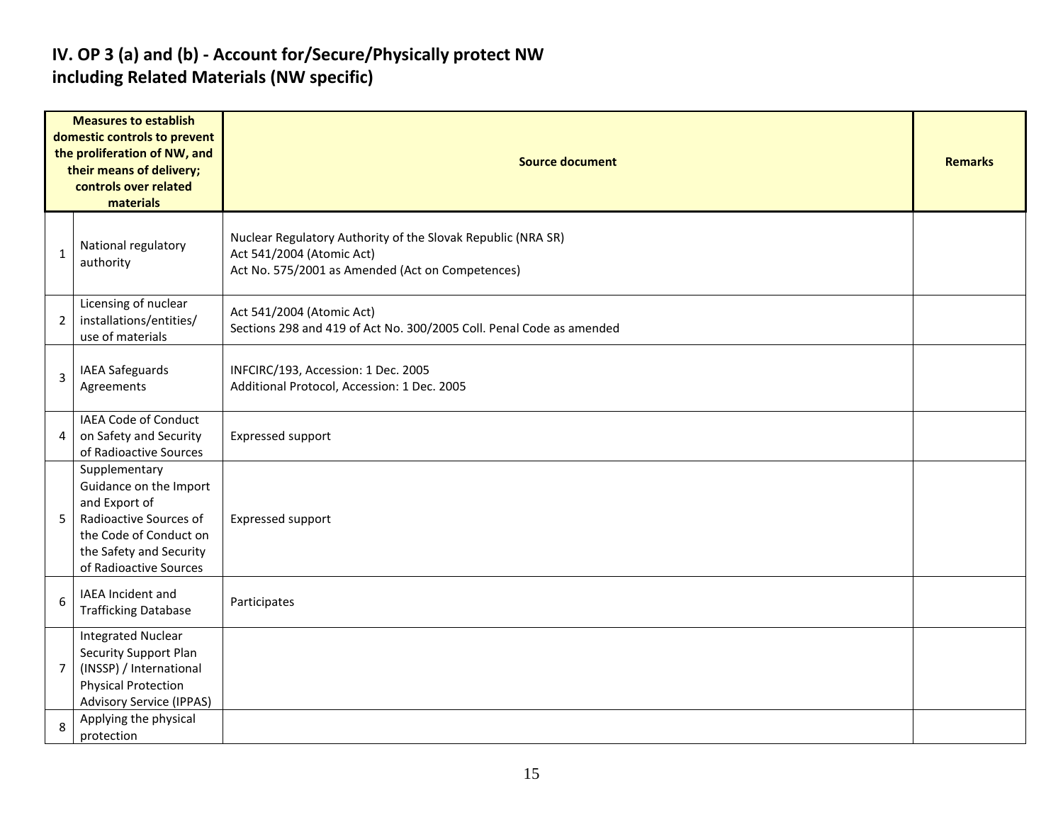## IV. OP 3 (a) and (b) - Account for/Secure/Physically protect NW including Related Materials (NW specific)

| | Measures to establish domestic controls to prevent the proliferation of NW, and their means of delivery; controls over related materials | Source document | Remarks |
|---|---|---|---|
| 1 | National regulatory authority | Nuclear Regulatory Authority of the Slovak Republic (NRA SR)<br>Act 541/2004 (Atomic Act)<br>Act No. 575/2001 as Amended (Act on Competences) | |
| 2 | Licensing of nuclear installations/entities/ use of materials | Act 541/2004 (Atomic Act)<br>Sections 298 and 419 of Act No. 300/2005 Coll. Penal Code as amended | |
| 3 | IAEA Safeguards Agreements | INFCIRC/193, Accession: 1 Dec. 2005<br>Additional Protocol, Accession: 1 Dec. 2005 | |
| 4 | IAEA Code of Conduct on Safety and Security of Radioactive Sources | Expressed support | |
| 5 | Supplementary Guidance on the Import and Export of Radioactive Sources of the Code of Conduct on the Safety and Security of Radioactive Sources | Expressed support | |
| 6 | IAEA Incident and Trafficking Database | Participates | |
| 7 | Integrated Nuclear Security Support Plan (INSSP) / International Physical Protection Advisory Service (IPPAS) | | |
| 8 | Applying the physical protection | | |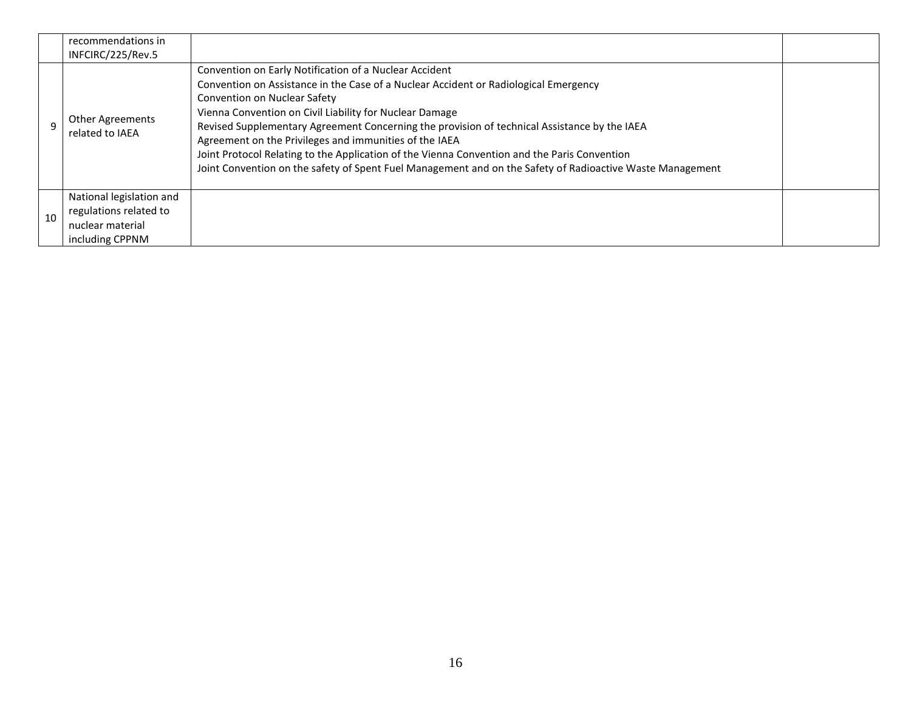| | | | |
|---|---|---|---|
| | recommendations in INFCIRC/225/Rev.5 | | |
| 9 | Other Agreements related to IAEA | Convention on Early Notification of a Nuclear Accident<br>Convention on Assistance in the Case of a Nuclear Accident or Radiological Emergency<br>Convention on Nuclear Safety<br>Vienna Convention on Civil Liability for Nuclear Damage<br>Revised Supplementary Agreement Concerning the provision of technical Assistance by the IAEA<br>Agreement on the Privileges and immunities of the IAEA<br>Joint Protocol Relating to the Application of the Vienna Convention and the Paris Convention<br>Joint Convention on the safety of Spent Fuel Management and on the Safety of Radioactive Waste Management | |
| 10 | National legislation and regulations related to nuclear material including CPPNM | | |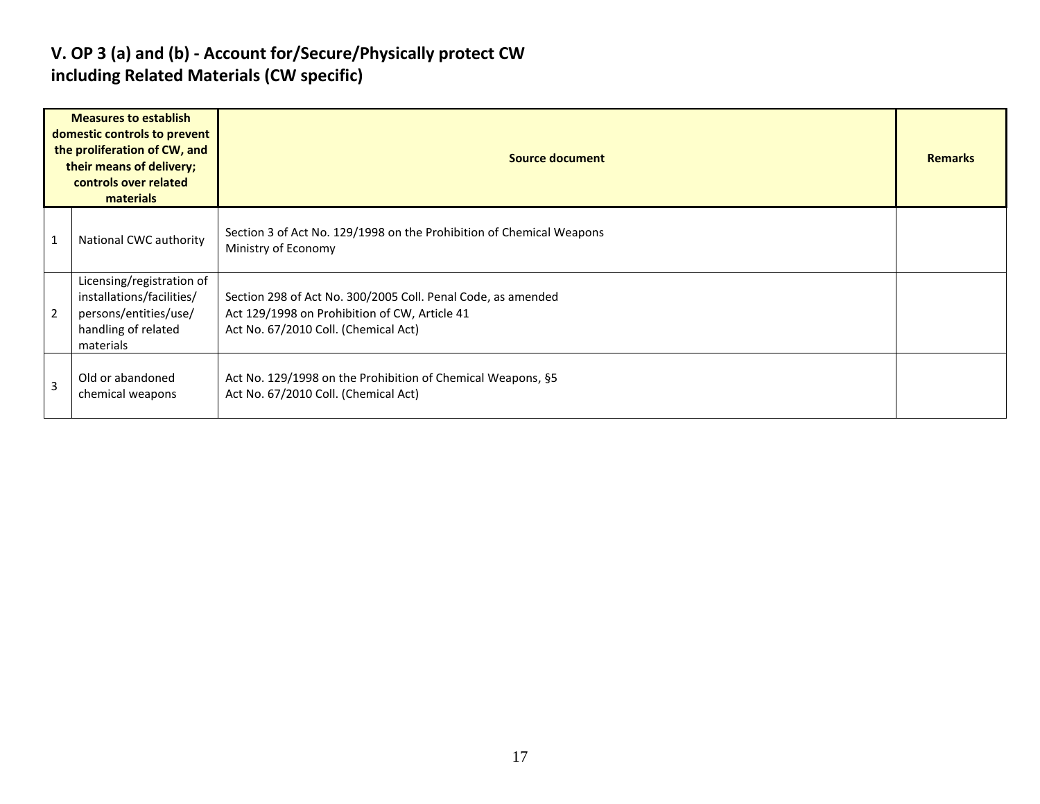# V. OP 3 (a) and (b) - Account for/Secure/Physically protect CW including Related Materials (CW specific)

| Measures to establish domestic controls to prevent the proliferation of CW, and their means of delivery; controls over related materials | | Source document | Remarks |
|---|---|---|---|
| 1 | National CWC authority | Section 3 of Act No. 129/1998 on the Prohibition of Chemical Weapons<br>Ministry of Economy | |
| 2 | Licensing/registration of installations/facilities/ persons/entities/use/ handling of related materials | Section 298 of Act No. 300/2005 Coll. Penal Code, as amended<br>Act 129/1998 on Prohibition of CW, Article 41<br>Act No. 67/2010 Coll. (Chemical Act) | |
| 3 | Old or abandoned chemical weapons | Act No. 129/1998 on the Prohibition of Chemical Weapons, §5<br>Act No. 67/2010 Coll. (Chemical Act) | |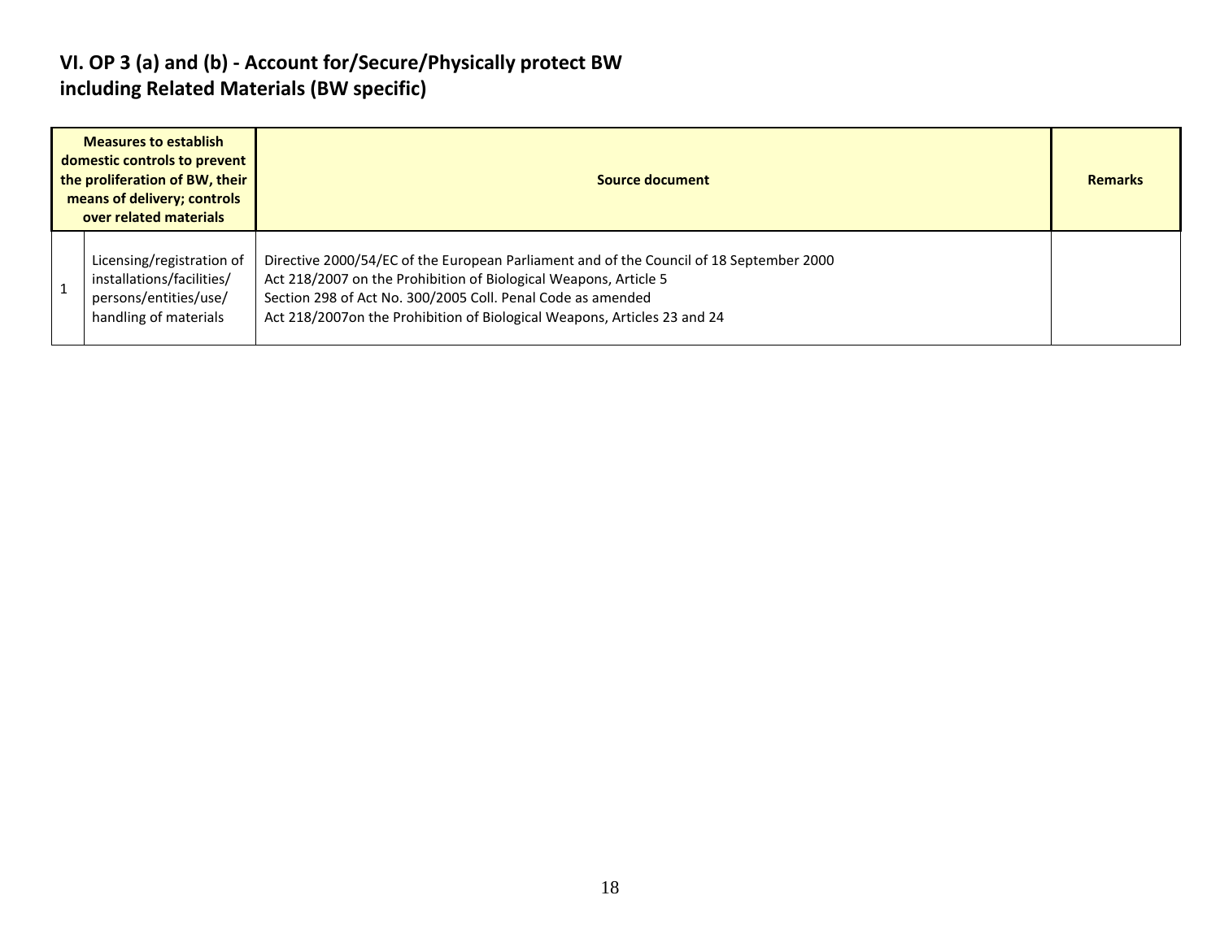## VI. OP 3 (a) and (b) - Account for/Secure/Physically protect BW including Related Materials (BW specific)

| Measures to establish domestic controls to prevent the proliferation of BW, their means of delivery; controls over related materials | | Source document | Remarks |
|---|---|---|---|
| 1 | Licensing/registration of installations/facilities/ persons/entities/use/ handling of materials | Directive 2000/54/EC of the European Parliament and of the Council of 18 September 2000<br>Act 218/2007 on the Prohibition of Biological Weapons, Article 5<br>Section 298 of Act No. 300/2005 Coll. Penal Code as amended<br>Act 218/2007on the Prohibition of Biological Weapons, Articles 23 and 24 | |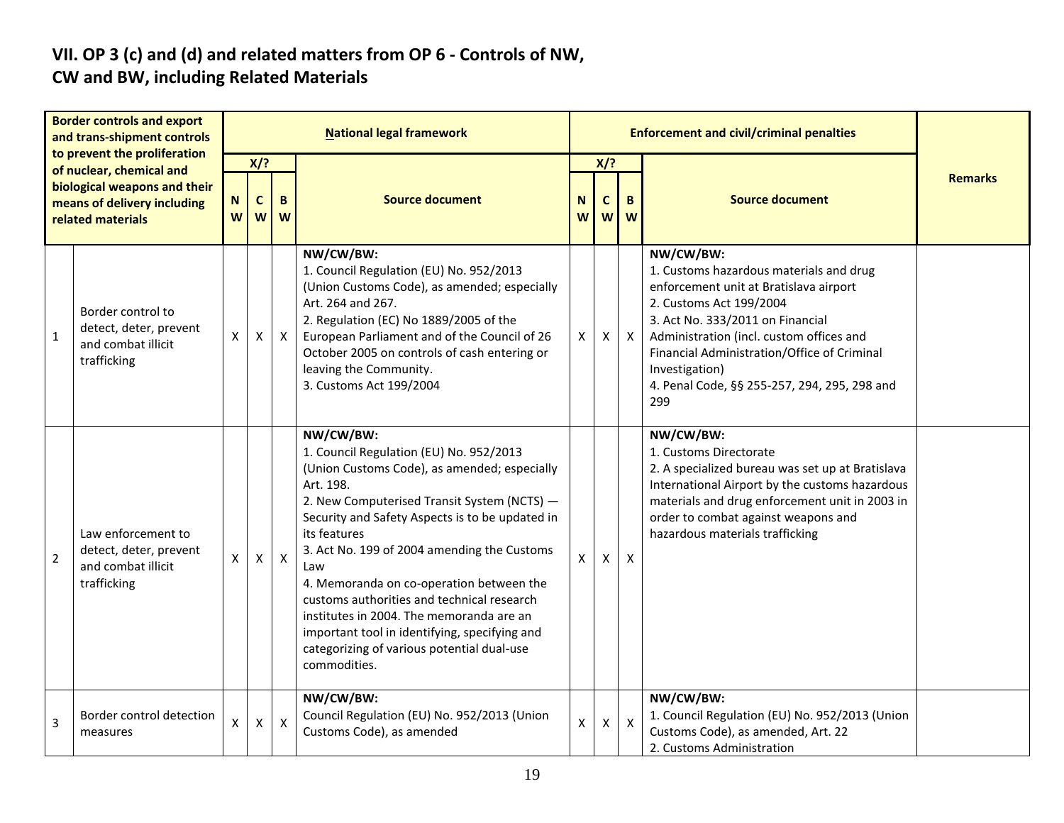## VII. OP 3 (c) and (d) and related matters from OP 6 - Controls of NW, CW and BW, including Related Materials

| | Border controls and export and trans-shipment controls to prevent the proliferation of nuclear, chemical and biological weapons and their means of delivery including related materials | National legal framework | | | | Enforcement and civil/criminal penalties | | | | Remarks |
|---|---|---|---|---|---|---|---|---|---|---|
| | | X/? | | | Source document | X/? | | | Source document | |
| | | NW | CW | BW | | NW | CW | BW | | |
| 1 | Border control to detect, deter, prevent and combat illicit trafficking | X | X | X | NW/CW/BW:<br>1. Council Regulation (EU) No. 952/2013 (Union Customs Code), as amended; especially Art. 264 and 267.<br>2. Regulation (EC) No 1889/2005 of the European Parliament and of the Council of 26 October 2005 on controls of cash entering or leaving the Community.<br>3. Customs Act 199/2004 | X | X | X | NW/CW/BW:<br>1. Customs hazardous materials and drug enforcement unit at Bratislava airport<br>2. Customs Act 199/2004<br>3. Act No. 333/2011 on Financial Administration (incl. custom offices and Financial Administration/Office of Criminal Investigation)<br>4. Penal Code, §§ 255-257, 294, 295, 298 and 299 | |
| 2 | Law enforcement to detect, deter, prevent and combat illicit trafficking | X | X | X | NW/CW/BW:<br>1. Council Regulation (EU) No. 952/2013 (Union Customs Code), as amended; especially Art. 198.<br>2. New Computerised Transit System (NCTS) — Security and Safety Aspects is to be updated in its features<br>3. Act No. 199 of 2004 amending the Customs Law<br>4. Memoranda on co-operation between the customs authorities and technical research institutes in 2004. The memoranda are an important tool in identifying, specifying and categorizing of various potential dual-use commodities. | X | X | X | NW/CW/BW:<br>1. Customs Directorate<br>2. A specialized bureau was set up at Bratislava International Airport by the customs hazardous materials and drug enforcement unit in 2003 in order to combat against weapons and hazardous materials trafficking | |
| 3 | Border control detection measures | X | X | X | NW/CW/BW:<br>Council Regulation (EU) No. 952/2013 (Union Customs Code), as amended | X | X | X | NW/CW/BW:<br>1. Council Regulation (EU) No. 952/2013 (Union Customs Code), as amended, Art. 22<br>2. Customs Administration | |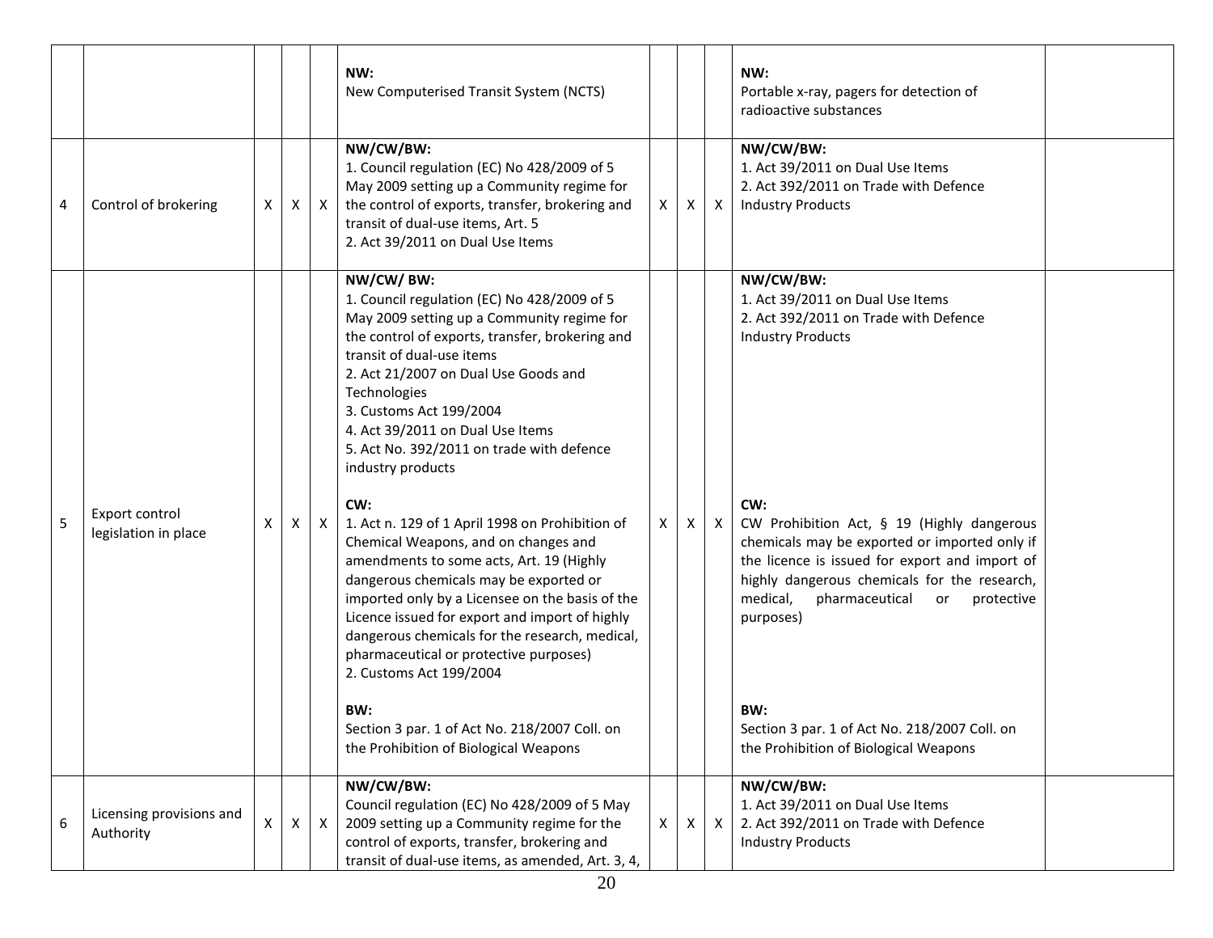| | | | | | | | | | | |
|---|---|---|---|---|---|---|---|---|---|---|
| | | | | | **NW:**<br>New Computerised Transit System (NCTS) | | | | **NW:**<br>Portable x-ray, pagers for detection of radioactive substances | |
| 4 | Control of brokering | X | X | X | **NW/CW/BW:**<br>1. Council regulation (EC) No 428/2009 of 5 May 2009 setting up a Community regime for the control of exports, transfer, brokering and transit of dual-use items, Art. 5<br>2. Act 39/2011 on Dual Use Items | X | X | X | **NW/CW/BW:**<br>1. Act 39/2011 on Dual Use Items<br>2. Act 392/2011 on Trade with Defence Industry Products | |
| 5 | Export control legislation in place | X | X | X | **NW/CW/ BW:**<br>1. Council regulation (EC) No 428/2009 of 5 May 2009 setting up a Community regime for the control of exports, transfer, brokering and transit of dual-use items<br>2. Act 21/2007 on Dual Use Goods and Technologies<br>3. Customs Act 199/2004<br>4. Act 39/2011 on Dual Use Items<br>5. Act No. 392/2011 on trade with defence industry products<br><br>**CW:**<br>1. Act n. 129 of 1 April 1998 on Prohibition of Chemical Weapons, and on changes and amendments to some acts, Art. 19 (Highly dangerous chemicals may be exported or imported only by a Licensee on the basis of the Licence issued for export and import of highly dangerous chemicals for the research, medical, pharmaceutical or protective purposes)<br>2. Customs Act 199/2004<br><br>**BW:**<br>Section 3 par. 1 of Act No. 218/2007 Coll. on the Prohibition of Biological Weapons | X | X | X | **NW/CW/BW:**<br>1. Act 39/2011 on Dual Use Items<br>2. Act 392/2011 on Trade with Defence Industry Products<br><br>**CW:**<br>CW Prohibition Act, § 19 (Highly dangerous chemicals may be exported or imported only if the licence is issued for export and import of highly dangerous chemicals for the research, medical, pharmaceutical or protective purposes)<br><br>**BW:**<br>Section 3 par. 1 of Act No. 218/2007 Coll. on the Prohibition of Biological Weapons | |
| 6 | Licensing provisions and Authority | X | X | X | **NW/CW/BW:**<br>Council regulation (EC) No 428/2009 of 5 May 2009 setting up a Community regime for the control of exports, transfer, brokering and transit of dual-use items, as amended, Art. 3, 4, | X | X | X | **NW/CW/BW:**<br>1. Act 39/2011 on Dual Use Items<br>2. Act 392/2011 on Trade with Defence Industry Products | |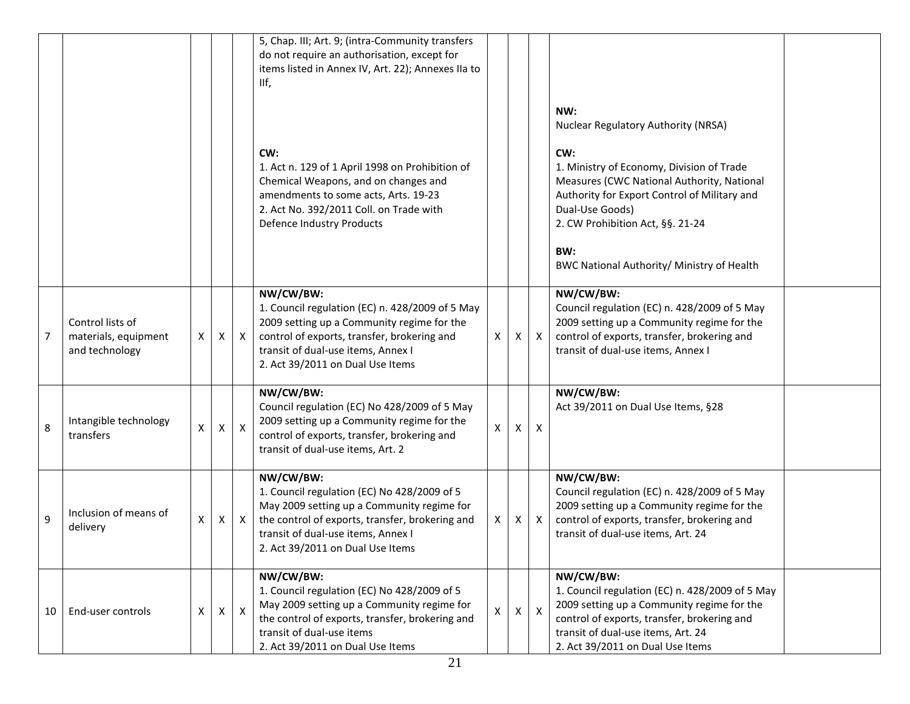| | | | | | | | | | | |
|---|---|---|---|---|---|---|---|---|---|---|
| | | | | | 5, Chap. III; Art. 9; (intra-Community transfers do not require an authorisation, except for items listed in Annex IV, Art. 22); Annexes IIa to IIf,<br><br>**CW:**<br>1. Act n. 129 of 1 April 1998 on Prohibition of Chemical Weapons, and on changes and amendments to some acts, Arts. 19-23<br>2. Act No. 392/2011 Coll. on Trade with Defence Industry Products | | | | **NW:**<br>Nuclear Regulatory Authority (NRSA)<br><br>**CW:**<br>1. Ministry of Economy, Division of Trade Measures (CWC National Authority, National Authority for Export Control of Military and Dual-Use Goods)<br>2. CW Prohibition Act, §§. 21-24<br><br>**BW:**<br>BWC National Authority/ Ministry of Health | |
| 7 | Control lists of materials, equipment and technology | X | X | X | **NW/CW/BW:**<br>1. Council regulation (EC) n. 428/2009 of 5 May 2009 setting up a Community regime for the control of exports, transfer, brokering and transit of dual-use items, Annex I<br>2. Act 39/2011 on Dual Use Items | X | X | X | **NW/CW/BW:**<br>Council regulation (EC) n. 428/2009 of 5 May 2009 setting up a Community regime for the control of exports, transfer, brokering and transit of dual-use items, Annex I | |
| 8 | Intangible technology transfers | X | X | X | **NW/CW/BW:**<br>Council regulation (EC) No 428/2009 of 5 May 2009 setting up a Community regime for the control of exports, transfer, brokering and transit of dual-use items, Art. 2 | X | X | X | **NW/CW/BW:**<br>Act 39/2011 on Dual Use Items, §28 | |
| 9 | Inclusion of means of delivery | X | X | X | **NW/CW/BW:**<br>1. Council regulation (EC) No 428/2009 of 5 May 2009 setting up a Community regime for the control of exports, transfer, brokering and transit of dual-use items, Annex I<br>2. Act 39/2011 on Dual Use Items | X | X | X | **NW/CW/BW:**<br>Council regulation (EC) n. 428/2009 of 5 May 2009 setting up a Community regime for the control of exports, transfer, brokering and transit of dual-use items, Art. 24 | |
| 10 | End-user controls | X | X | X | **NW/CW/BW:**<br>1. Council regulation (EC) No 428/2009 of 5 May 2009 setting up a Community regime for the control of exports, transfer, brokering and transit of dual-use items<br>2. Act 39/2011 on Dual Use Items | X | X | X | **NW/CW/BW:**<br>1. Council regulation (EC) n. 428/2009 of 5 May 2009 setting up a Community regime for the control of exports, transfer, brokering and transit of dual-use items, Art. 24<br>2. Act 39/2011 on Dual Use Items | |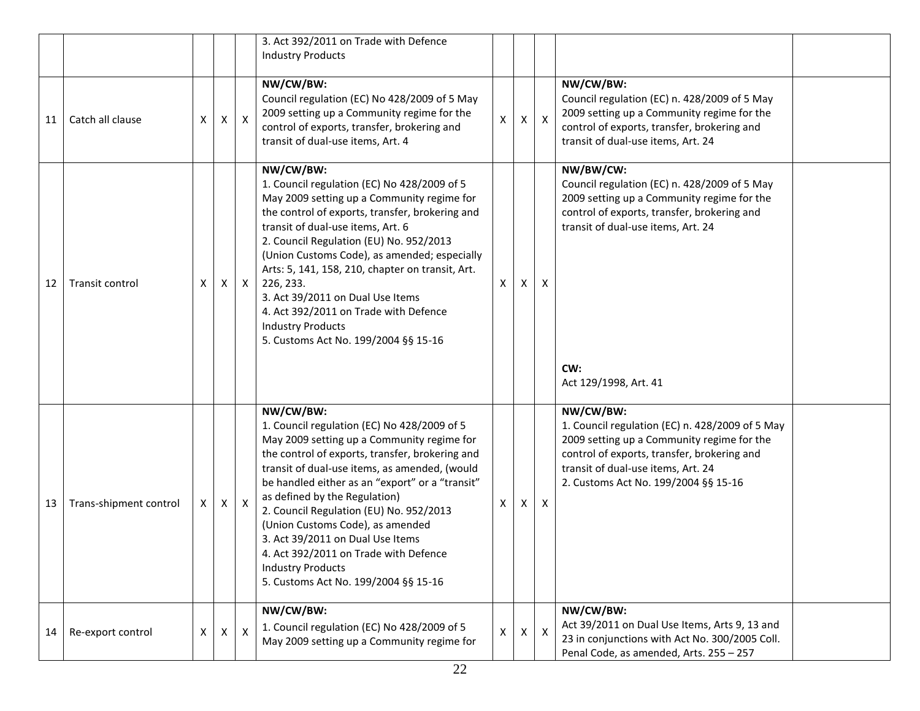| | | | | | | | | | | |
|---|---|---|---|---|---|---|---|---|---|---|
| | | | | | 3. Act 392/2011 on Trade with Defence Industry Products | | | | | |
| 11 | Catch all clause | X | X | X | **NW/CW/BW:**<br>Council regulation (EC) No 428/2009 of 5 May 2009 setting up a Community regime for the control of exports, transfer, brokering and transit of dual-use items, Art. 4 | X | X | X | **NW/CW/BW:**<br>Council regulation (EC) n. 428/2009 of 5 May 2009 setting up a Community regime for the control of exports, transfer, brokering and transit of dual-use items, Art. 24 | |
| 12 | Transit control | X | X | X | **NW/CW/BW:**<br>1. Council regulation (EC) No 428/2009 of 5 May 2009 setting up a Community regime for the control of exports, transfer, brokering and transit of dual-use items, Art. 6<br>2. Council Regulation (EU) No. 952/2013 (Union Customs Code), as amended; especially Arts: 5, 141, 158, 210, chapter on transit, Art. 226, 233.<br>3. Act 39/2011 on Dual Use Items<br>4. Act 392/2011 on Trade with Defence Industry Products<br>5. Customs Act No. 199/2004 §§ 15-16 | X | X | X | **NW/BW/CW:**<br>Council regulation (EC) n. 428/2009 of 5 May 2009 setting up a Community regime for the control of exports, transfer, brokering and transit of dual-use items, Art. 24<br><br>**CW:**<br>Act 129/1998, Art. 41 | |
| 13 | Trans-shipment control | X | X | X | **NW/CW/BW:**<br>1. Council regulation (EC) No 428/2009 of 5 May 2009 setting up a Community regime for the control of exports, transfer, brokering and transit of dual-use items, as amended, (would be handled either as an "export" or a "transit" as defined by the Regulation)<br>2. Council Regulation (EU) No. 952/2013 (Union Customs Code), as amended<br>3. Act 39/2011 on Dual Use Items<br>4. Act 392/2011 on Trade with Defence Industry Products<br>5. Customs Act No. 199/2004 §§ 15-16 | X | X | X | **NW/CW/BW:**<br>1. Council regulation (EC) n. 428/2009 of 5 May 2009 setting up a Community regime for the control of exports, transfer, brokering and transit of dual-use items, Art. 24<br>2. Customs Act No. 199/2004 §§ 15-16 | |
| 14 | Re-export control | X | X | X | **NW/CW/BW:**<br>1. Council regulation (EC) No 428/2009 of 5 May 2009 setting up a Community regime for | X | X | X | **NW/CW/BW:**<br>Act 39/2011 on Dual Use Items, Arts 9, 13 and 23 in conjunctions with Act No. 300/2005 Coll. Penal Code, as amended, Arts. 255 – 257 | |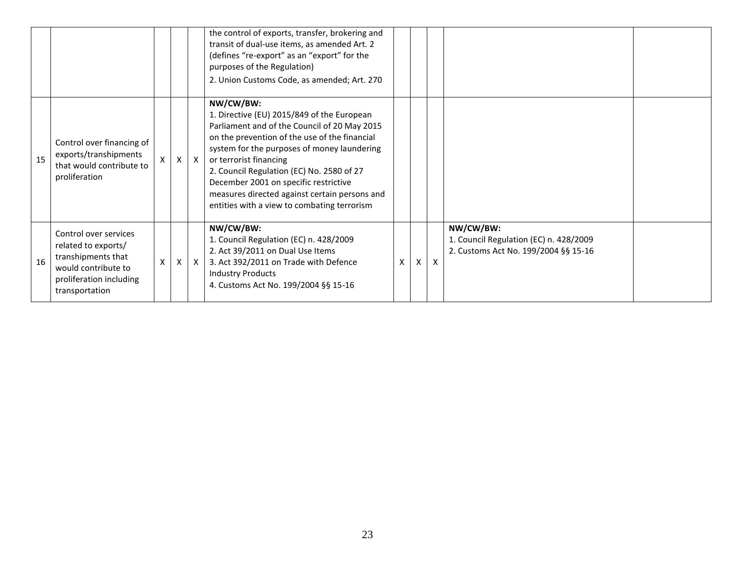| | | | | | | | | | | |
|---|---|---|---|---|---|---|---|---|---|---|
| | | | | | the control of exports, transfer, brokering and transit of dual-use items, as amended Art. 2 (defines "re-export" as an "export" for the purposes of the Regulation)<br>2. Union Customs Code, as amended; Art. 270 | | | | | |
| 15 | Control over financing of exports/transhipments that would contribute to proliferation | X | X | X | **NW/CW/BW:**<br>1. Directive (EU) 2015/849 of the European Parliament and of the Council of 20 May 2015 on the prevention of the use of the financial system for the purposes of money laundering or terrorist financing<br>2. Council Regulation (EC) No. 2580 of 27 December 2001 on specific restrictive measures directed against certain persons and entities with a view to combating terrorism | | | | | |
| 16 | Control over services related to exports/ transhipments that would contribute to proliferation including transportation | X | X | X | **NW/CW/BW:**<br>1. Council Regulation (EC) n. 428/2009<br>2. Act 39/2011 on Dual Use Items<br>3. Act 392/2011 on Trade with Defence Industry Products<br>4. Customs Act No. 199/2004 §§ 15-16 | X | X | X | **NW/CW/BW:**<br>1. Council Regulation (EC) n. 428/2009<br>2. Customs Act No. 199/2004 §§ 15-16 | |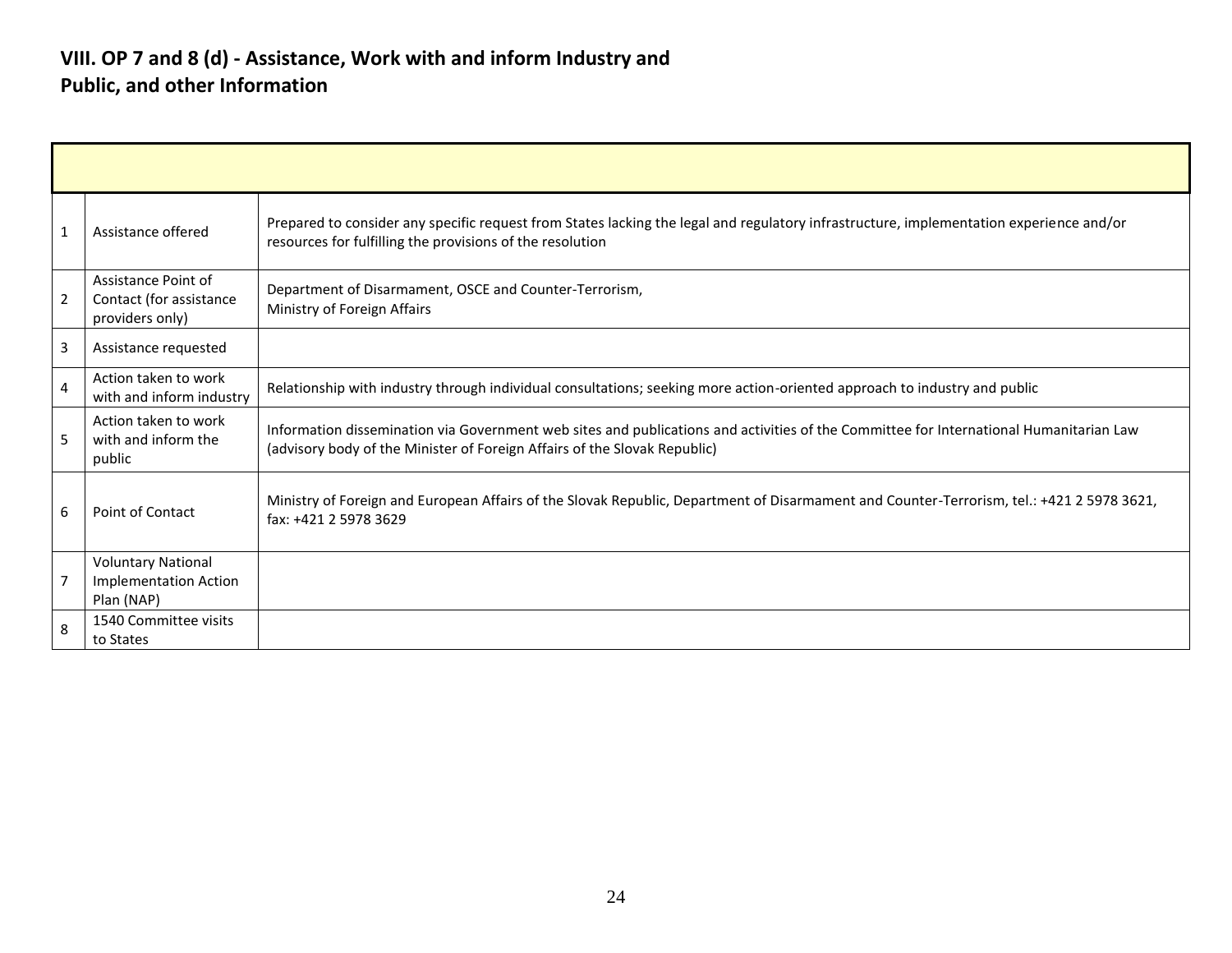## VIII. OP 7 and 8 (d) - Assistance, Work with and inform Industry and Public, and other Information

| | | |
|---|---|---|
| 1 | Assistance offered | Prepared to consider any specific request from States lacking the legal and regulatory infrastructure, implementation experience and/or resources for fulfilling the provisions of the resolution |
| 2 | Assistance Point of Contact (for assistance providers only) | Department of Disarmament, OSCE and Counter-Terrorism, Ministry of Foreign Affairs |
| 3 | Assistance requested | |
| 4 | Action taken to work with and inform industry | Relationship with industry through individual consultations; seeking more action-oriented approach to industry and public |
| 5 | Action taken to work with and inform the public | Information dissemination via Government web sites and publications and activities of the Committee for International Humanitarian Law (advisory body of the Minister of Foreign Affairs of the Slovak Republic) |
| 6 | Point of Contact | Ministry of Foreign and European Affairs of the Slovak Republic, Department of Disarmament and Counter-Terrorism, tel.: +421 2 5978 3621, fax: +421 2 5978 3629 |
| 7 | Voluntary National Implementation Action Plan (NAP) | |
| 8 | 1540 Committee visits to States | |